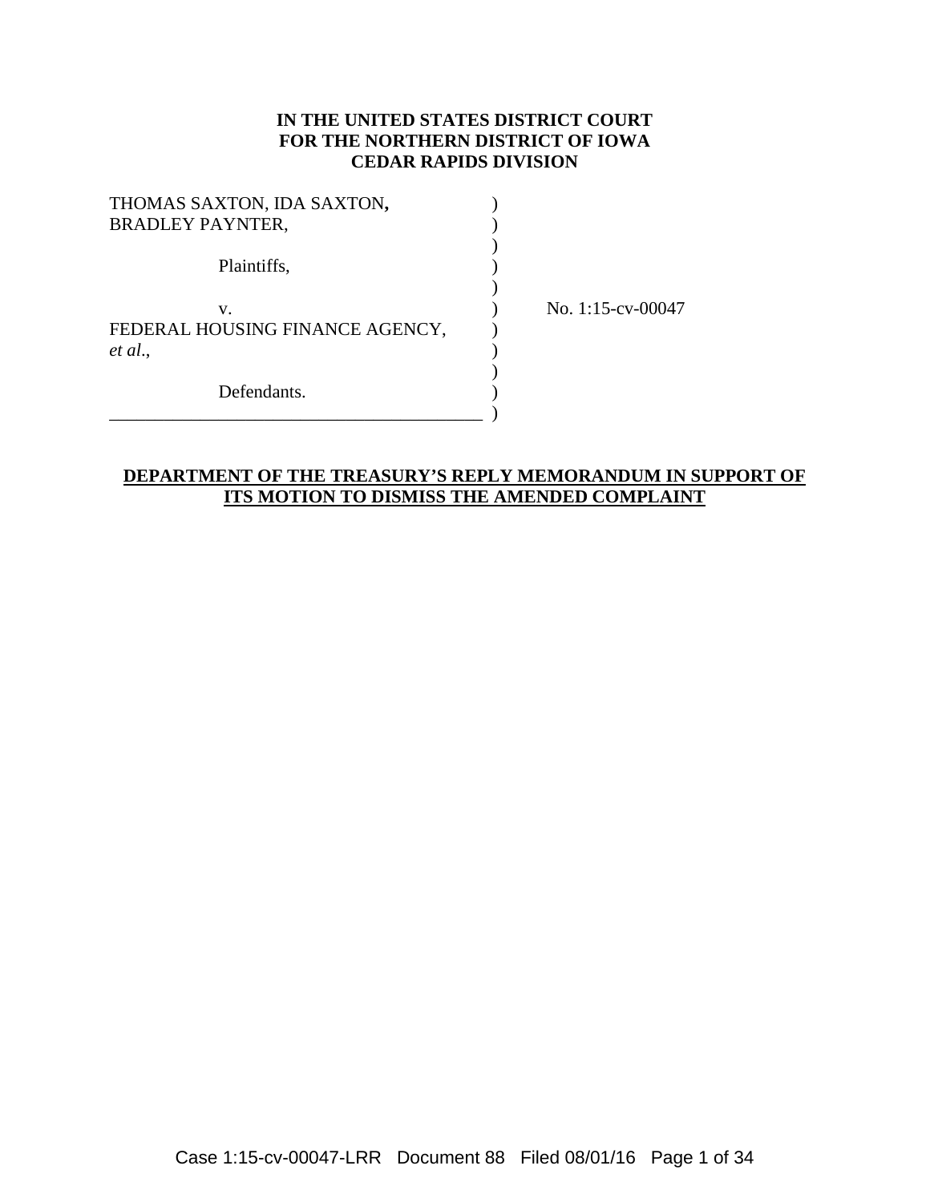**IN THE UNITED STATES DISTRICT COURT**
**FOR THE NORTHERN DISTRICT OF IOWA**
**CEDAR RAPIDS DIVISION**

| | | |
|---|---|---|
| THOMAS SAXTON, IDA SAXTON, BRADLEY PAYNTER, | ) | |
| Plaintiffs, | ) | |
| v. | ) | No. 1:15-cv-00047 |
| FEDERAL HOUSING FINANCE AGENCY, *et al.*, | ) | |
| Defendants. | ) | |

**DEPARTMENT OF THE TREASURY'S REPLY MEMORANDUM IN SUPPORT OF ITS MOTION TO DISMISS THE AMENDED COMPLAINT**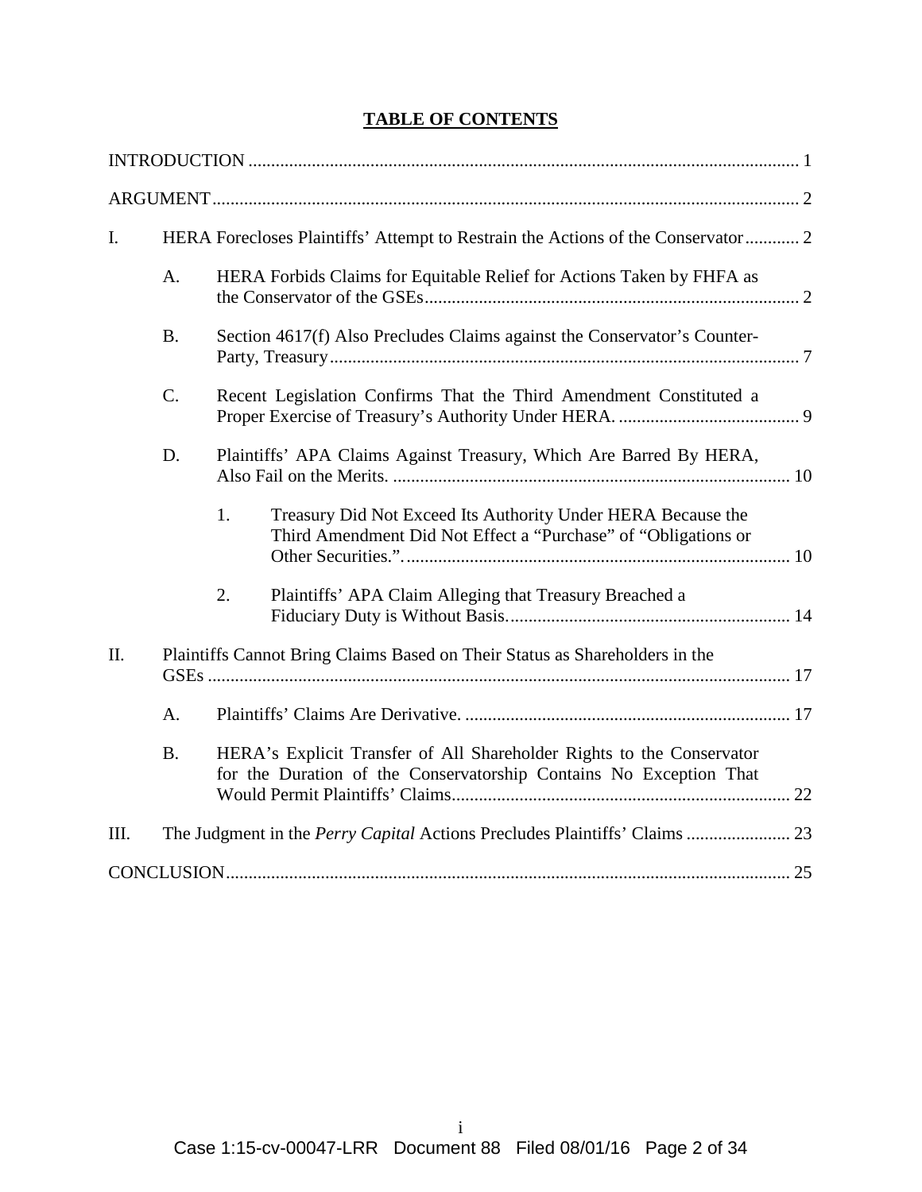# TABLE OF CONTENTS

INTRODUCTION ........................................................................................................................ 1

ARGUMENT ............................................................................................................................. 2

I. HERA Forecloses Plaintiffs' Attempt to Restrain the Actions of the Conservator ............ 2

- A. HERA Forbids Claims for Equitable Relief for Actions Taken by FHFA as the Conservator of the GSEs ................................................................................. 2
- B. Section 4617(f) Also Precludes Claims against the Conservator's Counter-Party, Treasury ....................................................................................................... 7
- C. Recent Legislation Confirms That the Third Amendment Constituted a Proper Exercise of Treasury's Authority Under HERA. ........................................ 9
- D. Plaintiffs' APA Claims Against Treasury, Which Are Barred By HERA, Also Fail on the Merits. ....................................................................................... 10
  - 1. Treasury Did Not Exceed Its Authority Under HERA Because the Third Amendment Did Not Effect a "Purchase" of "Obligations or Other Securities.". ..................................................................................... 10
  - 2. Plaintiffs' APA Claim Alleging that Treasury Breached a Fiduciary Duty is Without Basis. ............................................................. 14

II. Plaintiffs Cannot Bring Claims Based on Their Status as Shareholders in the GSEs ................................................................................................................................ 17

- A. Plaintiffs' Claims Are Derivative. ........................................................................ 17
- B. HERA's Explicit Transfer of All Shareholder Rights to the Conservator for the Duration of the Conservatorship Contains No Exception That Would Permit Plaintiffs' Claims ........................................................................... 22

III. The Judgment in the *Perry Capital* Actions Precludes Plaintiffs' Claims ....................... 23

CONCLUSION ......................................................................................................................... 25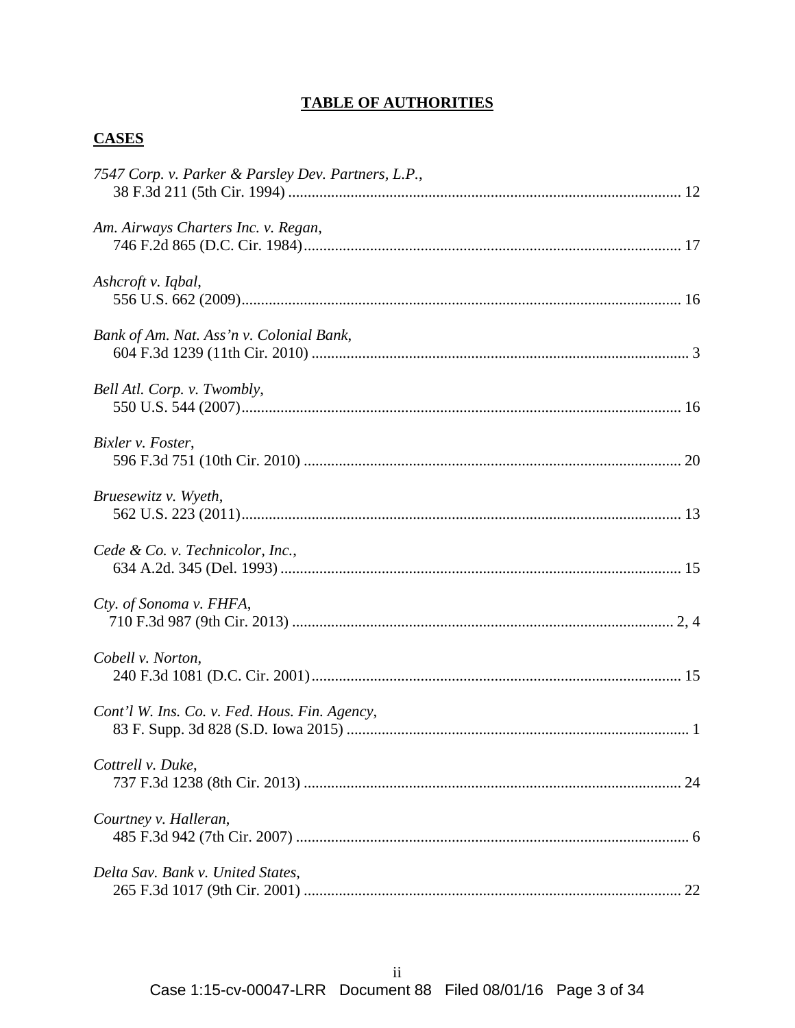## TABLE OF AUTHORITIES

### CASES

*7547 Corp. v. Parker & Parsley Dev. Partners, L.P.*,
38 F.3d 211 (5th Cir. 1994) .................................................................................................... 12

*Am. Airways Charters Inc. v. Regan*,
746 F.2d 865 (D.C. Cir. 1984)................................................................................................ 17

*Ashcroft v. Iqbal*,
556 U.S. 662 (2009)................................................................................................................ 16

*Bank of Am. Nat. Ass'n v. Colonial Bank*,
604 F.3d 1239 (11th Cir. 2010) ................................................................................................ 3

*Bell Atl. Corp. v. Twombly*,
550 U.S. 544 (2007)................................................................................................................ 16

*Bixler v. Foster*,
596 F.3d 751 (10th Cir. 2010) ................................................................................................ 20

*Bruesewitz v. Wyeth*,
562 U.S. 223 (2011)................................................................................................................ 13

*Cede & Co. v. Technicolor, Inc.*,
634 A.2d. 345 (Del. 1993) ...................................................................................................... 15

*Cty. of Sonoma v. FHFA*,
710 F.3d 987 (9th Cir. 2013) ................................................................................................ 2, 4

*Cobell v. Norton*,
240 F.3d 1081 (D.C. Cir. 2001).............................................................................................. 15

*Cont'l W. Ins. Co. v. Fed. Hous. Fin. Agency*,
83 F. Supp. 3d 828 (S.D. Iowa 2015) ....................................................................................... 1

*Cottrell v. Duke*,
737 F.3d 1238 (8th Cir. 2013) ................................................................................................ 24

*Courtney v. Halleran*,
485 F.3d 942 (7th Cir. 2007) .................................................................................................... 6

*Delta Sav. Bank v. United States*,
265 F.3d 1017 (9th Cir. 2001) ................................................................................................ 22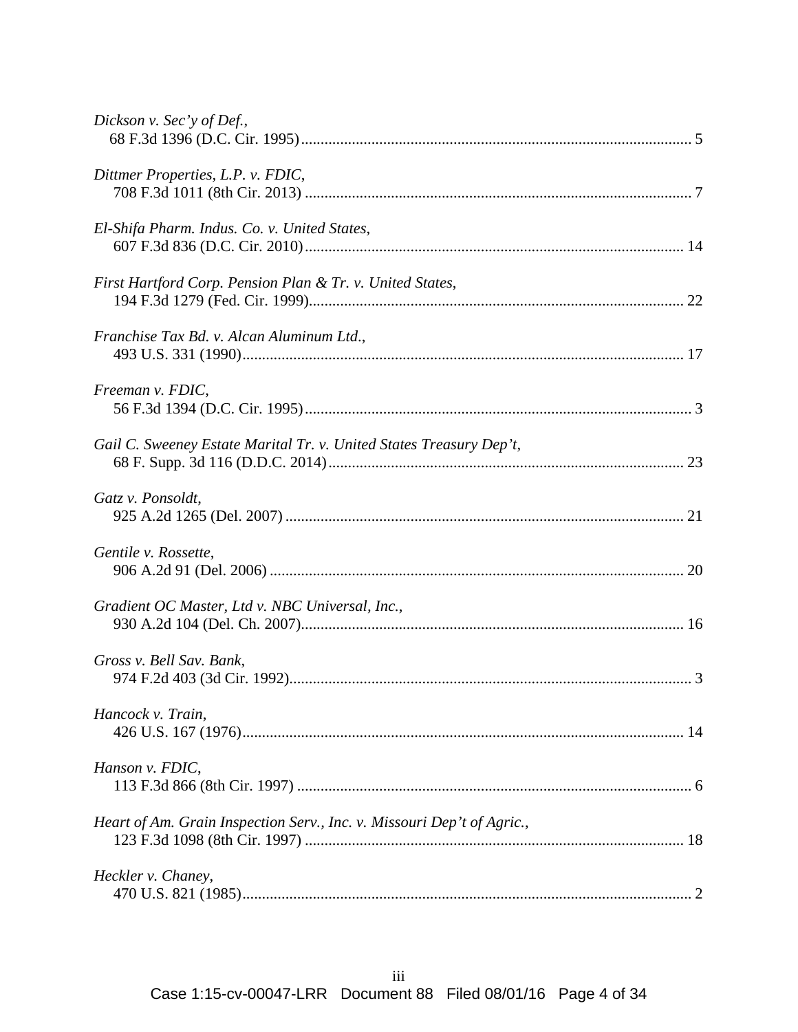*Dickson v. Sec'y of Def.*,
68 F.3d 1396 (D.C. Cir. 1995) ................................................................................................ 5

*Dittmer Properties, L.P. v. FDIC*,
708 F.3d 1011 (8th Cir. 2013) ................................................................................................ 7

*El-Shifa Pharm. Indus. Co. v. United States*,
607 F.3d 836 (D.C. Cir. 2010) ................................................................................................ 14

*First Hartford Corp. Pension Plan & Tr. v. United States*,
194 F.3d 1279 (Fed. Cir. 1999) ................................................................................................ 22

*Franchise Tax Bd. v. Alcan Aluminum Ltd.*,
493 U.S. 331 (1990) ................................................................................................ 17

*Freeman v. FDIC*,
56 F.3d 1394 (D.C. Cir. 1995) ................................................................................................ 3

*Gail C. Sweeney Estate Marital Tr. v. United States Treasury Dep't*,
68 F. Supp. 3d 116 (D.D.C. 2014) ................................................................................................ 23

*Gatz v. Ponsoldt*,
925 A.2d 1265 (Del. 2007) ................................................................................................ 21

*Gentile v. Rossette*,
906 A.2d 91 (Del. 2006) ................................................................................................ 20

*Gradient OC Master, Ltd v. NBC Universal, Inc.*,
930 A.2d 104 (Del. Ch. 2007) ................................................................................................ 16

*Gross v. Bell Sav. Bank*,
974 F.2d 403 (3d Cir. 1992) ................................................................................................ 3

*Hancock v. Train*,
426 U.S. 167 (1976) ................................................................................................ 14

*Hanson v. FDIC*,
113 F.3d 866 (8th Cir. 1997) ................................................................................................ 6

*Heart of Am. Grain Inspection Serv., Inc. v. Missouri Dep't of Agric.*,
123 F.3d 1098 (8th Cir. 1997) ................................................................................................ 18

*Heckler v. Chaney*,
470 U.S. 821 (1985) ................................................................................................ 2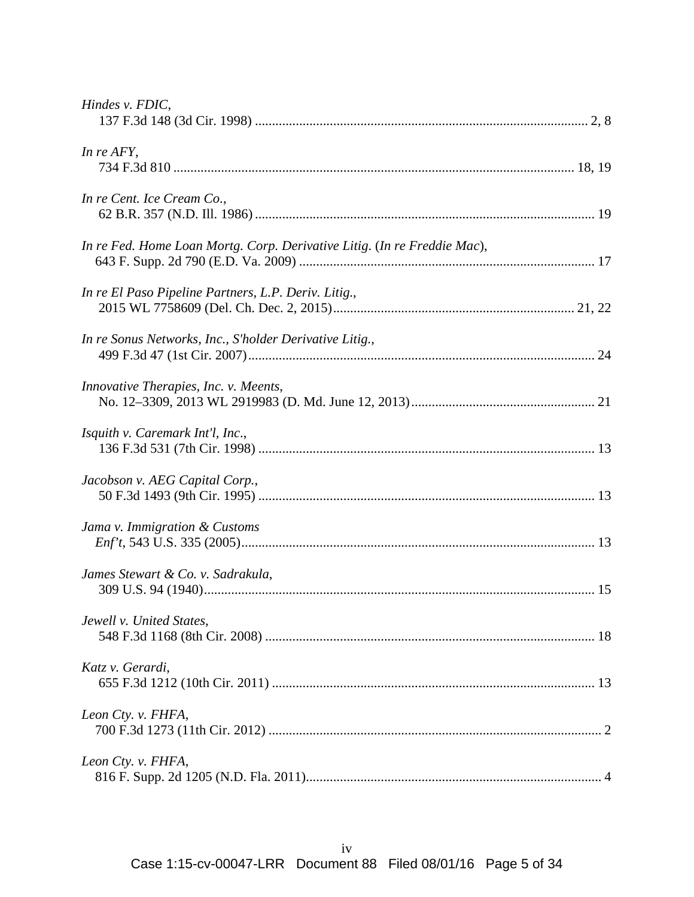*Hindes v. FDIC*,
137 F.3d 148 (3d Cir. 1998) .................................................................................................. 2, 8

*In re AFY*,
734 F.3d 810 ..................................................................................................................... 18, 19

*In re Cent. Ice Cream Co.*,
62 B.R. 357 (N.D. Ill. 1986) .................................................................................................. 19

*In re Fed. Home Loan Mortg. Corp. Derivative Litig.* (*In re Freddie Mac*),
643 F. Supp. 2d 790 (E.D. Va. 2009) ...................................................................................... 17

*In re El Paso Pipeline Partners, L.P. Deriv. Litig.*,
2015 WL 7758609 (Del. Ch. Dec. 2, 2015)...................................................................... 21, 22

*In re Sonus Networks, Inc., S'holder Derivative Litig.*,
499 F.3d 47 (1st Cir. 2007)...................................................................................................... 24

*Innovative Therapies, Inc. v. Meents*,
No. 12–3309, 2013 WL 2919983 (D. Md. June 12, 2013)...................................................... 21

*Isquith v. Caremark Int'l, Inc.*,
136 F.3d 531 (7th Cir. 1998) ................................................................................................... 13

*Jacobson v. AEG Capital Corp.*,
50 F.3d 1493 (9th Cir. 1995) ................................................................................................... 13

*Jama v. Immigration & Customs Enf't*, 543 U.S. 335 (2005)....................................................................................................... 13

*James Stewart & Co. v. Sadrakula*,
309 U.S. 94 (1940).................................................................................................................. 15

*Jewell v. United States*,
548 F.3d 1168 (8th Cir. 2008) ................................................................................................. 18

*Katz v. Gerardi*,
655 F.3d 1212 (10th Cir. 2011) ............................................................................................... 13

*Leon Cty. v. FHFA*,
700 F.3d 1273 (11th Cir. 2012) ................................................................................................. 2

*Leon Cty. v. FHFA*,
816 F. Supp. 2d 1205 (N.D. Fla. 2011)...................................................................................... 4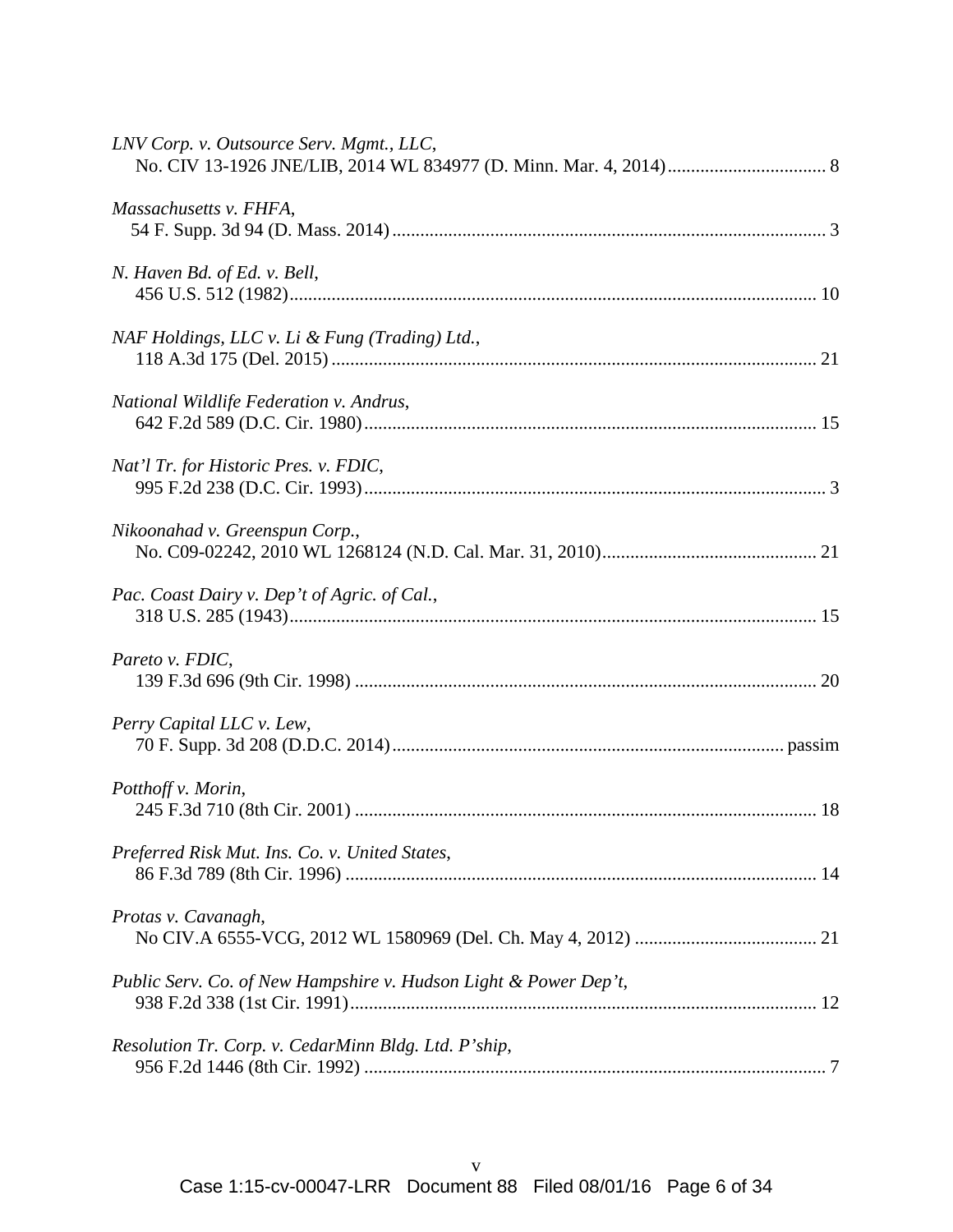*LNV Corp. v. Outsource Serv. Mgmt., LLC*,
No. CIV 13-1926 JNE/LIB, 2014 WL 834977 (D. Minn. Mar. 4, 2014) .................................. 8

*Massachusetts v. FHFA*,
54 F. Supp. 3d 94 (D. Mass. 2014) ............................................................................................ 3

*N. Haven Bd. of Ed. v. Bell*,
456 U.S. 512 (1982) ................................................................................................................ 10

*NAF Holdings, LLC v. Li & Fung (Trading) Ltd.*,
118 A.3d 175 (Del. 2015) ....................................................................................................... 21

*National Wildlife Federation v. Andrus*,
642 F.2d 589 (D.C. Cir. 1980) ................................................................................................ 15

*Nat'l Tr. for Historic Pres. v. FDIC*,
995 F.2d 238 (D.C. Cir. 1993) .................................................................................................. 3

*Nikoonahad v. Greenspun Corp.*,
No. C09-02242, 2010 WL 1268124 (N.D. Cal. Mar. 31, 2010) .............................................. 21

*Pac. Coast Dairy v. Dep't of Agric. of Cal.*,
318 U.S. 285 (1943) ................................................................................................................ 15

*Pareto v. FDIC*,
139 F.3d 696 (9th Cir. 1998) .................................................................................................. 20

*Perry Capital LLC v. Lew*,
70 F. Supp. 3d 208 (D.D.C. 2014) ................................................................................... passim

*Potthoff v. Morin*,
245 F.3d 710 (8th Cir. 2001) .................................................................................................. 18

*Preferred Risk Mut. Ins. Co. v. United States*,
86 F.3d 789 (8th Cir. 1996) .................................................................................................... 14

*Protas v. Cavanagh*,
No CIV.A 6555-VCG, 2012 WL 1580969 (Del. Ch. May 4, 2012) ....................................... 21

*Public Serv. Co. of New Hampshire v. Hudson Light & Power Dep't*,
938 F.2d 338 (1st Cir. 1991) ................................................................................................... 12

*Resolution Tr. Corp. v. CedarMinn Bldg. Ltd. P'ship*,
956 F.2d 1446 (8th Cir. 1992) .................................................................................................. 7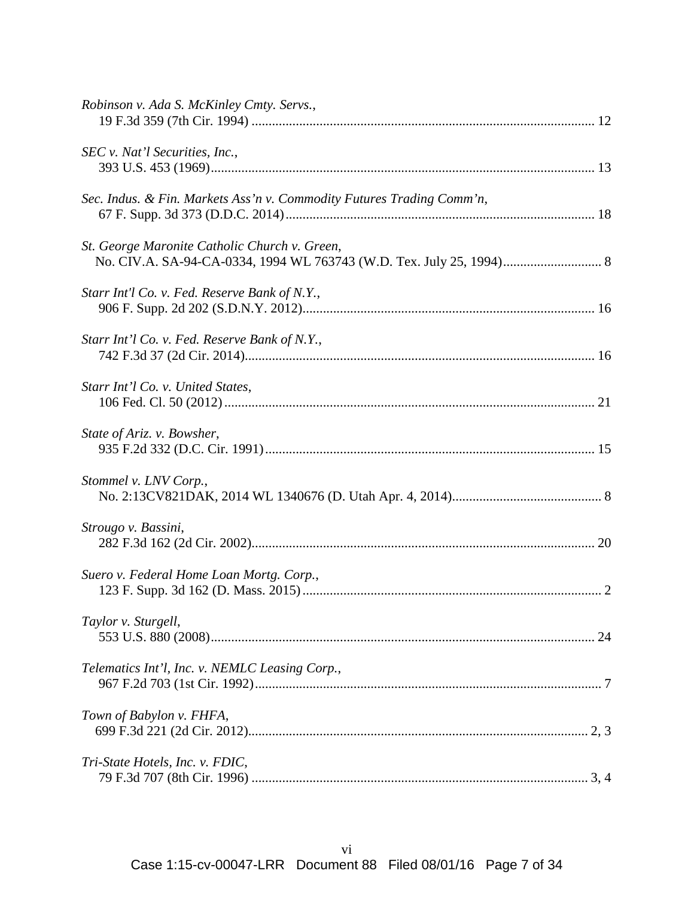*Robinson v. Ada S. McKinley Cmty. Servs.*,
19 F.3d 359 (7th Cir. 1994) .......... 12

*SEC v. Nat'l Securities, Inc.*,
393 U.S. 453 (1969).......... 13

*Sec. Indus. & Fin. Markets Ass'n v. Commodity Futures Trading Comm'n*,
67 F. Supp. 3d 373 (D.D.C. 2014).......... 18

*St. George Maronite Catholic Church v. Green*,
No. CIV.A. SA-94-CA-0334, 1994 WL 763743 (W.D. Tex. July 25, 1994).......... 8

*Starr Int'l Co. v. Fed. Reserve Bank of N.Y.*,
906 F. Supp. 2d 202 (S.D.N.Y. 2012).......... 16

*Starr Int'l Co. v. Fed. Reserve Bank of N.Y.*,
742 F.3d 37 (2d Cir. 2014).......... 16

*Starr Int'l Co. v. United States*,
106 Fed. Cl. 50 (2012).......... 21

*State of Ariz. v. Bowsher*,
935 F.2d 332 (D.C. Cir. 1991).......... 15

*Stommel v. LNV Corp.*,
No. 2:13CV821DAK, 2014 WL 1340676 (D. Utah Apr. 4, 2014).......... 8

*Strougo v. Bassini*,
282 F.3d 162 (2d Cir. 2002).......... 20

*Suero v. Federal Home Loan Mortg. Corp.*,
123 F. Supp. 3d 162 (D. Mass. 2015).......... 2

*Taylor v. Sturgell*,
553 U.S. 880 (2008).......... 24

*Telematics Int'l, Inc. v. NEMLC Leasing Corp.*,
967 F.2d 703 (1st Cir. 1992).......... 7

*Town of Babylon v. FHFA*,
699 F.3d 221 (2d Cir. 2012).......... 2, 3

*Tri-State Hotels, Inc. v. FDIC*,
79 F.3d 707 (8th Cir. 1996) .......... 3, 4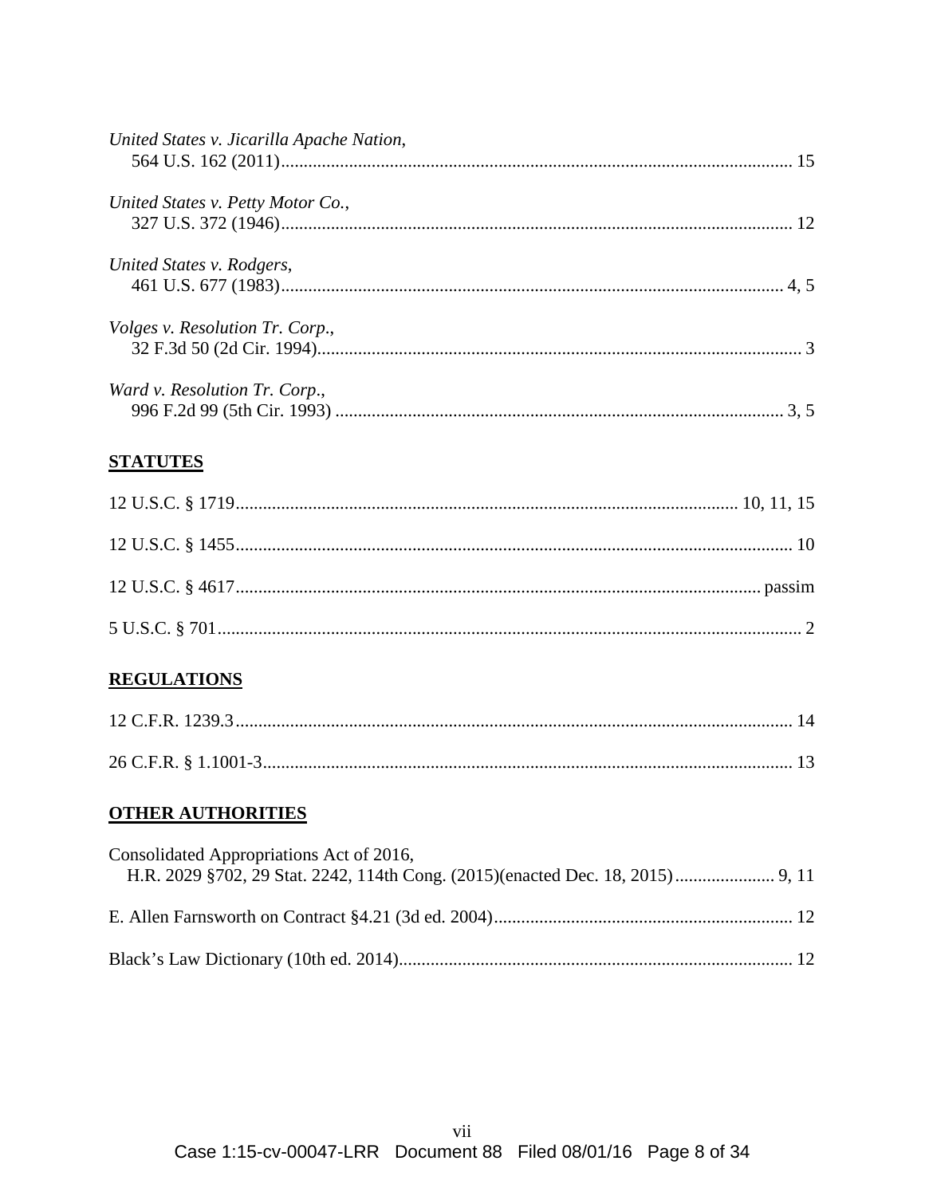*United States v. Jicarilla Apache Nation*,
564 U.S. 162 (2011)................................................................................................................ 15

*United States v. Petty Motor Co.*,
327 U.S. 372 (1946)................................................................................................................ 12

*United States v. Rodgers*,
461 U.S. 677 (1983)............................................................................................................. 4, 5

*Volges v. Resolution Tr. Corp.*,
32 F.3d 50 (2d Cir. 1994)......................................................................................................... 3

*Ward v. Resolution Tr. Corp.*,
996 F.2d 99 (5th Cir. 1993) ................................................................................................. 3, 5

**STATUTES**

12 U.S.C. § 1719........................................................................................................... 10, 11, 15

12 U.S.C. § 1455......................................................................................................................... 10

12 U.S.C. § 4617................................................................................................................. passim

5 U.S.C. § 701............................................................................................................................... 2

**REGULATIONS**

12 C.F.R. 1239.3......................................................................................................................... 14

26 C.F.R. § 1.1001-3................................................................................................................... 13

**OTHER AUTHORITIES**

Consolidated Appropriations Act of 2016,
H.R. 2029 §702, 29 Stat. 2242, 114th Cong. (2015)(enacted Dec. 18, 2015)...................... 9, 11

E. Allen Farnsworth on Contract §4.21 (3d ed. 2004)................................................................. 12

Black's Law Dictionary (10th ed. 2014)...................................................................................... 12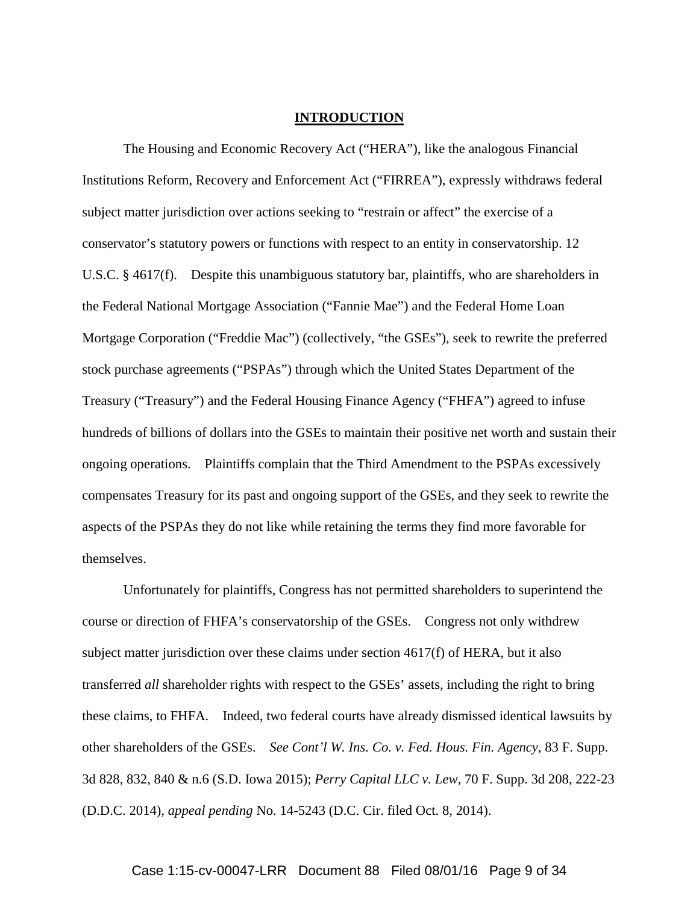# INTRODUCTION

The Housing and Economic Recovery Act ("HERA"), like the analogous Financial Institutions Reform, Recovery and Enforcement Act ("FIRREA"), expressly withdraws federal subject matter jurisdiction over actions seeking to "restrain or affect" the exercise of a conservator's statutory powers or functions with respect to an entity in conservatorship. 12 U.S.C. § 4617(f). Despite this unambiguous statutory bar, plaintiffs, who are shareholders in the Federal National Mortgage Association ("Fannie Mae") and the Federal Home Loan Mortgage Corporation ("Freddie Mac") (collectively, "the GSEs"), seek to rewrite the preferred stock purchase agreements ("PSPAs") through which the United States Department of the Treasury ("Treasury") and the Federal Housing Finance Agency ("FHFA") agreed to infuse hundreds of billions of dollars into the GSEs to maintain their positive net worth and sustain their ongoing operations. Plaintiffs complain that the Third Amendment to the PSPAs excessively compensates Treasury for its past and ongoing support of the GSEs, and they seek to rewrite the aspects of the PSPAs they do not like while retaining the terms they find more favorable for themselves.

Unfortunately for plaintiffs, Congress has not permitted shareholders to superintend the course or direction of FHFA's conservatorship of the GSEs. Congress not only withdrew subject matter jurisdiction over these claims under section 4617(f) of HERA, but it also transferred *all* shareholder rights with respect to the GSEs' assets, including the right to bring these claims, to FHFA. Indeed, two federal courts have already dismissed identical lawsuits by other shareholders of the GSEs. *See Cont'l W. Ins. Co. v. Fed. Hous. Fin. Agency*, 83 F. Supp. 3d 828, 832, 840 & n.6 (S.D. Iowa 2015); *Perry Capital LLC v. Lew*, 70 F. Supp. 3d 208, 222-23 (D.D.C. 2014), *appeal pending* No. 14-5243 (D.C. Cir. filed Oct. 8, 2014).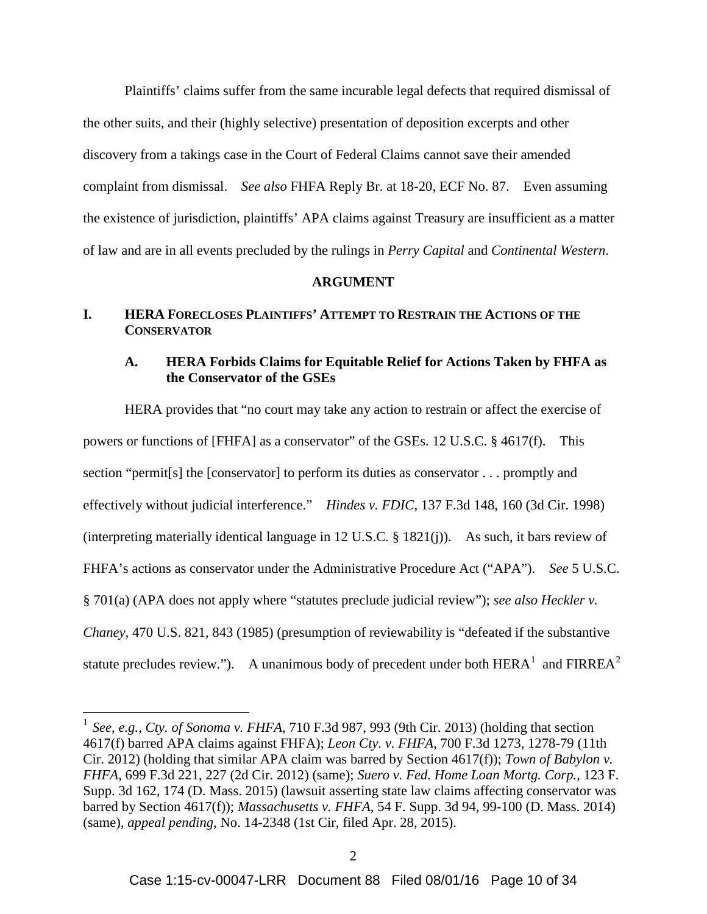Plaintiffs' claims suffer from the same incurable legal defects that required dismissal of the other suits, and their (highly selective) presentation of deposition excerpts and other discovery from a takings case in the Court of Federal Claims cannot save their amended complaint from dismissal. *See also* FHFA Reply Br. at 18-20, ECF No. 87. Even assuming the existence of jurisdiction, plaintiffs' APA claims against Treasury are insufficient as a matter of law and are in all events precluded by the rulings in *Perry Capital* and *Continental Western*.

## ARGUMENT

### I. HERA FORECLOSES PLAINTIFFS' ATTEMPT TO RESTRAIN THE ACTIONS OF THE CONSERVATOR

#### A. HERA Forbids Claims for Equitable Relief for Actions Taken by FHFA as the Conservator of the GSEs

HERA provides that "no court may take any action to restrain or affect the exercise of powers or functions of [FHFA] as a conservator" of the GSEs. 12 U.S.C. § 4617(f). This section "permit[s] the [conservator] to perform its duties as conservator . . . promptly and effectively without judicial interference." *Hindes v. FDIC*, 137 F.3d 148, 160 (3d Cir. 1998) (interpreting materially identical language in 12 U.S.C. § 1821(j)). As such, it bars review of FHFA's actions as conservator under the Administrative Procedure Act ("APA"). *See* 5 U.S.C. § 701(a) (APA does not apply where "statutes preclude judicial review"); *see also Heckler v. Chaney*, 470 U.S. 821, 843 (1985) (presumption of reviewability is "defeated if the substantive statute precludes review."). A unanimous body of precedent under both HERA[1] and FIRREA[2]

---

[1] *See, e.g.*, *Cty. of Sonoma v. FHFA*, 710 F.3d 987, 993 (9th Cir. 2013) (holding that section 4617(f) barred APA claims against FHFA); *Leon Cty. v. FHFA*, 700 F.3d 1273, 1278-79 (11th Cir. 2012) (holding that similar APA claim was barred by Section 4617(f)); *Town of Babylon v. FHFA*, 699 F.3d 221, 227 (2d Cir. 2012) (same); *Suero v. Fed. Home Loan Mortg. Corp.*, 123 F. Supp. 3d 162, 174 (D. Mass. 2015) (lawsuit asserting state law claims affecting conservator was barred by Section 4617(f)); *Massachusetts v. FHFA*, 54 F. Supp. 3d 94, 99-100 (D. Mass. 2014) (same), *appeal pending*, No. 14-2348 (1st Cir, filed Apr. 28, 2015).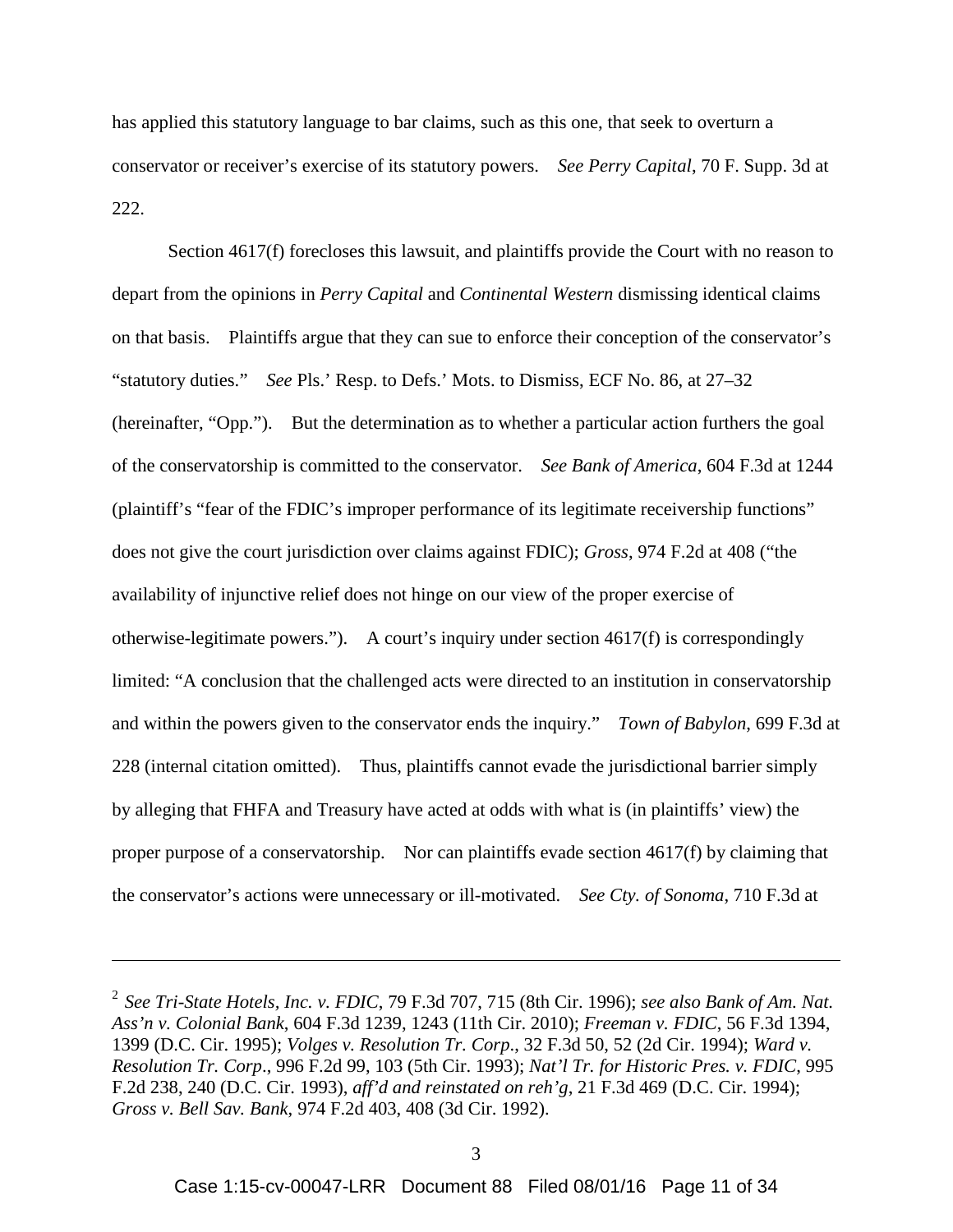has applied this statutory language to bar claims, such as this one, that seek to overturn a conservator or receiver's exercise of its statutory powers. *See Perry Capital*, 70 F. Supp. 3d at 222.

Section 4617(f) forecloses this lawsuit, and plaintiffs provide the Court with no reason to depart from the opinions in *Perry Capital* and *Continental Western* dismissing identical claims on that basis. Plaintiffs argue that they can sue to enforce their conception of the conservator's "statutory duties." *See* Pls.' Resp. to Defs.' Mots. to Dismiss, ECF No. 86, at 27–32 (hereinafter, "Opp."). But the determination as to whether a particular action furthers the goal of the conservatorship is committed to the conservator. *See Bank of America*, 604 F.3d at 1244 (plaintiff's "fear of the FDIC's improper performance of its legitimate receivership functions" does not give the court jurisdiction over claims against FDIC); *Gross*, 974 F.2d at 408 ("the availability of injunctive relief does not hinge on our view of the proper exercise of otherwise-legitimate powers."). A court's inquiry under section 4617(f) is correspondingly limited: "A conclusion that the challenged acts were directed to an institution in conservatorship and within the powers given to the conservator ends the inquiry." *Town of Babylon*, 699 F.3d at 228 (internal citation omitted). Thus, plaintiffs cannot evade the jurisdictional barrier simply by alleging that FHFA and Treasury have acted at odds with what is (in plaintiffs' view) the proper purpose of a conservatorship. Nor can plaintiffs evade section 4617(f) by claiming that the conservator's actions were unnecessary or ill-motivated. *See Cty. of Sonoma*, 710 F.3d at

---

[2] *See Tri-State Hotels, Inc. v. FDIC*, 79 F.3d 707, 715 (8th Cir. 1996); *see also Bank of Am. Nat. Ass'n v. Colonial Bank*, 604 F.3d 1239, 1243 (11th Cir. 2010); *Freeman v. FDIC*, 56 F.3d 1394, 1399 (D.C. Cir. 1995); *Volges v. Resolution Tr. Corp*., 32 F.3d 50, 52 (2d Cir. 1994); *Ward v. Resolution Tr. Corp*., 996 F.2d 99, 103 (5th Cir. 1993); *Nat'l Tr. for Historic Pres. v. FDIC*, 995 F.2d 238, 240 (D.C. Cir. 1993), *aff'd and reinstated on reh'g*, 21 F.3d 469 (D.C. Cir. 1994); *Gross v. Bell Sav. Bank*, 974 F.2d 403, 408 (3d Cir. 1992).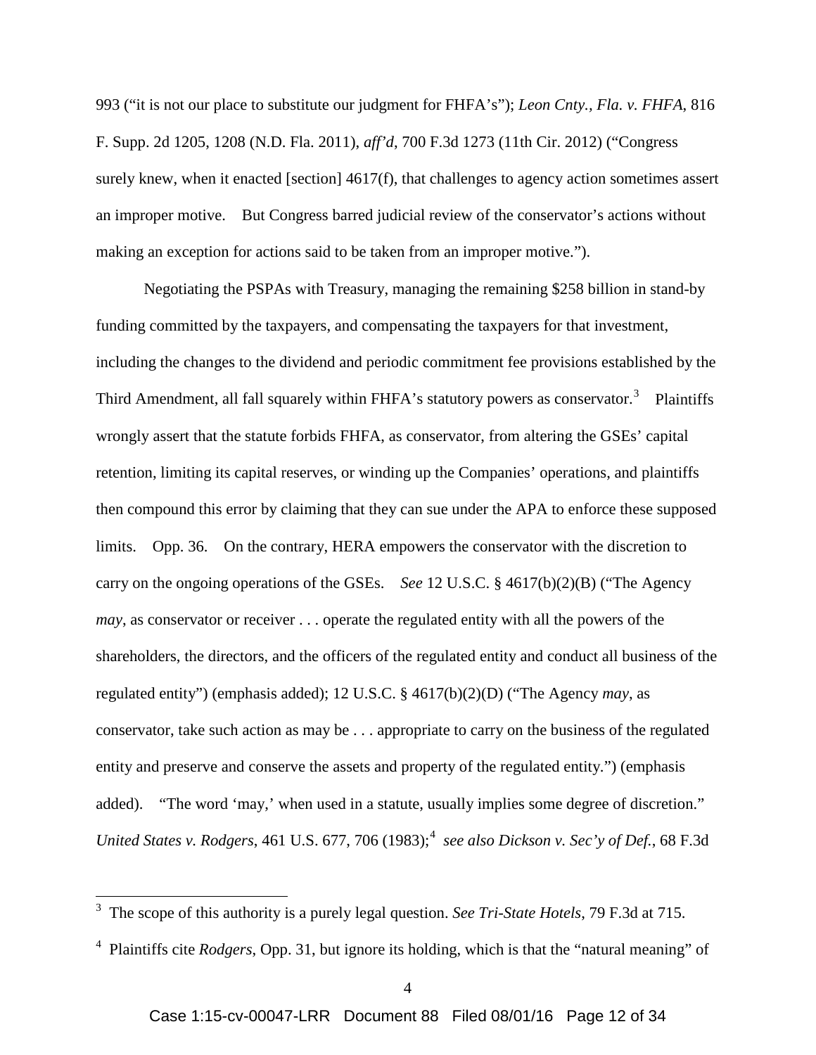993 ("it is not our place to substitute our judgment for FHFA's"); *Leon Cnty., Fla. v. FHFA*, 816 F. Supp. 2d 1205, 1208 (N.D. Fla. 2011), *aff'd*, 700 F.3d 1273 (11th Cir. 2012) ("Congress surely knew, when it enacted [section] 4617(f), that challenges to agency action sometimes assert an improper motive. But Congress barred judicial review of the conservator's actions without making an exception for actions said to be taken from an improper motive.").

Negotiating the PSPAs with Treasury, managing the remaining $258 billion in stand-by funding committed by the taxpayers, and compensating the taxpayers for that investment, including the changes to the dividend and periodic commitment fee provisions established by the Third Amendment, all fall squarely within FHFA's statutory powers as conservator.[3] Plaintiffs wrongly assert that the statute forbids FHFA, as conservator, from altering the GSEs' capital retention, limiting its capital reserves, or winding up the Companies' operations, and plaintiffs then compound this error by claiming that they can sue under the APA to enforce these supposed limits. Opp. 36. On the contrary, HERA empowers the conservator with the discretion to carry on the ongoing operations of the GSEs. *See* 12 U.S.C. § 4617(b)(2)(B) ("The Agency *may*, as conservator or receiver . . . operate the regulated entity with all the powers of the shareholders, the directors, and the officers of the regulated entity and conduct all business of the regulated entity") (emphasis added); 12 U.S.C. § 4617(b)(2)(D) ("The Agency *may*, as conservator, take such action as may be . . . appropriate to carry on the business of the regulated entity and preserve and conserve the assets and property of the regulated entity.") (emphasis added). "The word 'may,' when used in a statute, usually implies some degree of discretion." *United States v. Rodgers*, 461 U.S. 677, 706 (1983);[4] *see also Dickson v. Sec'y of Def.*, 68 F.3d

[3] The scope of this authority is a purely legal question. *See Tri-State Hotels*, 79 F.3d at 715.

[4] Plaintiffs cite *Rodgers*, Opp. 31, but ignore its holding, which is that the "natural meaning" of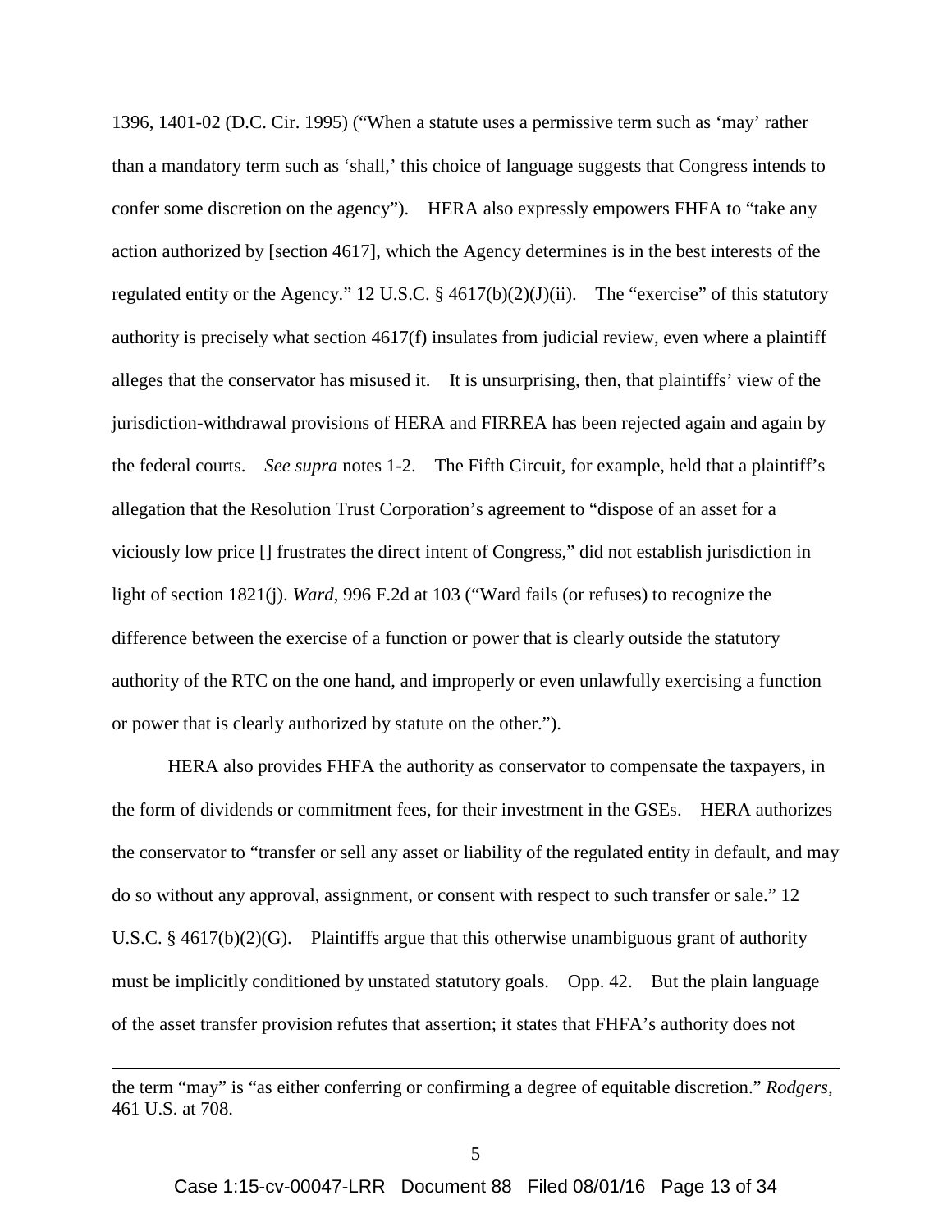1396, 1401-02 (D.C. Cir. 1995) ("When a statute uses a permissive term such as 'may' rather than a mandatory term such as 'shall,' this choice of language suggests that Congress intends to confer some discretion on the agency"). HERA also expressly empowers FHFA to "take any action authorized by [section 4617], which the Agency determines is in the best interests of the regulated entity or the Agency." 12 U.S.C. § 4617(b)(2)(J)(ii). The "exercise" of this statutory authority is precisely what section 4617(f) insulates from judicial review, even where a plaintiff alleges that the conservator has misused it. It is unsurprising, then, that plaintiffs' view of the jurisdiction-withdrawal provisions of HERA and FIRREA has been rejected again and again by the federal courts. *See supra* notes 1-2. The Fifth Circuit, for example, held that a plaintiff's allegation that the Resolution Trust Corporation's agreement to "dispose of an asset for a viciously low price [] frustrates the direct intent of Congress," did not establish jurisdiction in light of section 1821(j). *Ward*, 996 F.2d at 103 ("Ward fails (or refuses) to recognize the difference between the exercise of a function or power that is clearly outside the statutory authority of the RTC on the one hand, and improperly or even unlawfully exercising a function or power that is clearly authorized by statute on the other.").

HERA also provides FHFA the authority as conservator to compensate the taxpayers, in the form of dividends or commitment fees, for their investment in the GSEs. HERA authorizes the conservator to "transfer or sell any asset or liability of the regulated entity in default, and may do so without any approval, assignment, or consent with respect to such transfer or sale." 12 U.S.C. § 4617(b)(2)(G). Plaintiffs argue that this otherwise unambiguous grant of authority must be implicitly conditioned by unstated statutory goals. Opp. 42. But the plain language of the asset transfer provision refutes that assertion; it states that FHFA's authority does not

---

the term "may" is "as either conferring or confirming a degree of equitable discretion." *Rodgers*, 461 U.S. at 708.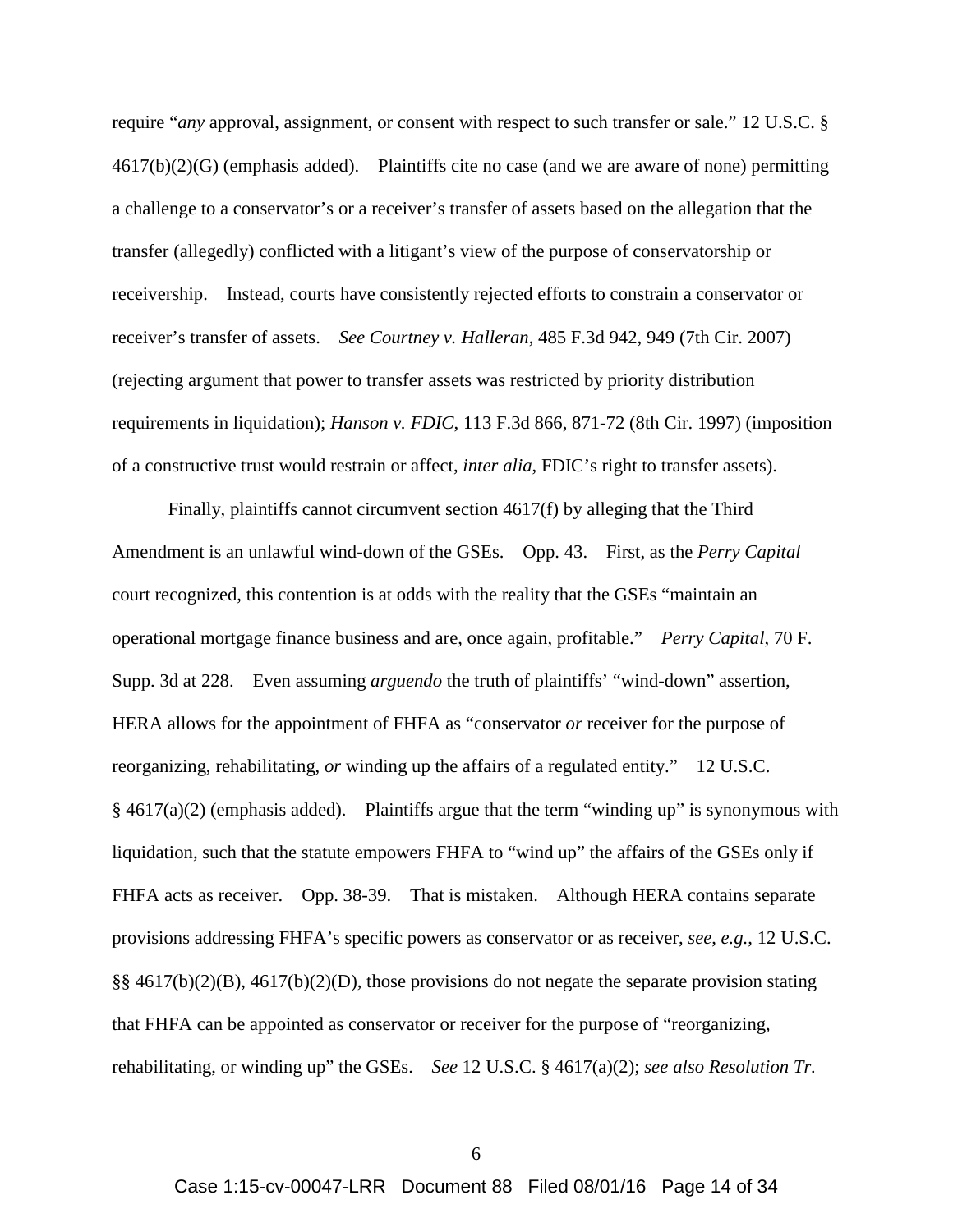require "*any* approval, assignment, or consent with respect to such transfer or sale." 12 U.S.C. § 4617(b)(2)(G) (emphasis added). Plaintiffs cite no case (and we are aware of none) permitting a challenge to a conservator's or a receiver's transfer of assets based on the allegation that the transfer (allegedly) conflicted with a litigant's view of the purpose of conservatorship or receivership. Instead, courts have consistently rejected efforts to constrain a conservator or receiver's transfer of assets. *See Courtney v. Halleran*, 485 F.3d 942, 949 (7th Cir. 2007) (rejecting argument that power to transfer assets was restricted by priority distribution requirements in liquidation); *Hanson v. FDIC*, 113 F.3d 866, 871-72 (8th Cir. 1997) (imposition of a constructive trust would restrain or affect, *inter alia*, FDIC's right to transfer assets).

Finally, plaintiffs cannot circumvent section 4617(f) by alleging that the Third Amendment is an unlawful wind-down of the GSEs. Opp. 43. First, as the *Perry Capital* court recognized, this contention is at odds with the reality that the GSEs "maintain an operational mortgage finance business and are, once again, profitable." *Perry Capital,* 70 F. Supp. 3d at 228. Even assuming *arguendo* the truth of plaintiffs' "wind-down" assertion, HERA allows for the appointment of FHFA as "conservator *or* receiver for the purpose of reorganizing, rehabilitating, *or* winding up the affairs of a regulated entity." 12 U.S.C. § 4617(a)(2) (emphasis added). Plaintiffs argue that the term "winding up" is synonymous with liquidation, such that the statute empowers FHFA to "wind up" the affairs of the GSEs only if FHFA acts as receiver. Opp. 38-39. That is mistaken. Although HERA contains separate provisions addressing FHFA's specific powers as conservator or as receiver, *see, e.g.*, 12 U.S.C. §§ 4617(b)(2)(B), 4617(b)(2)(D), those provisions do not negate the separate provision stating that FHFA can be appointed as conservator or receiver for the purpose of "reorganizing, rehabilitating, or winding up" the GSEs. *See* 12 U.S.C. § 4617(a)(2); *see also Resolution Tr.*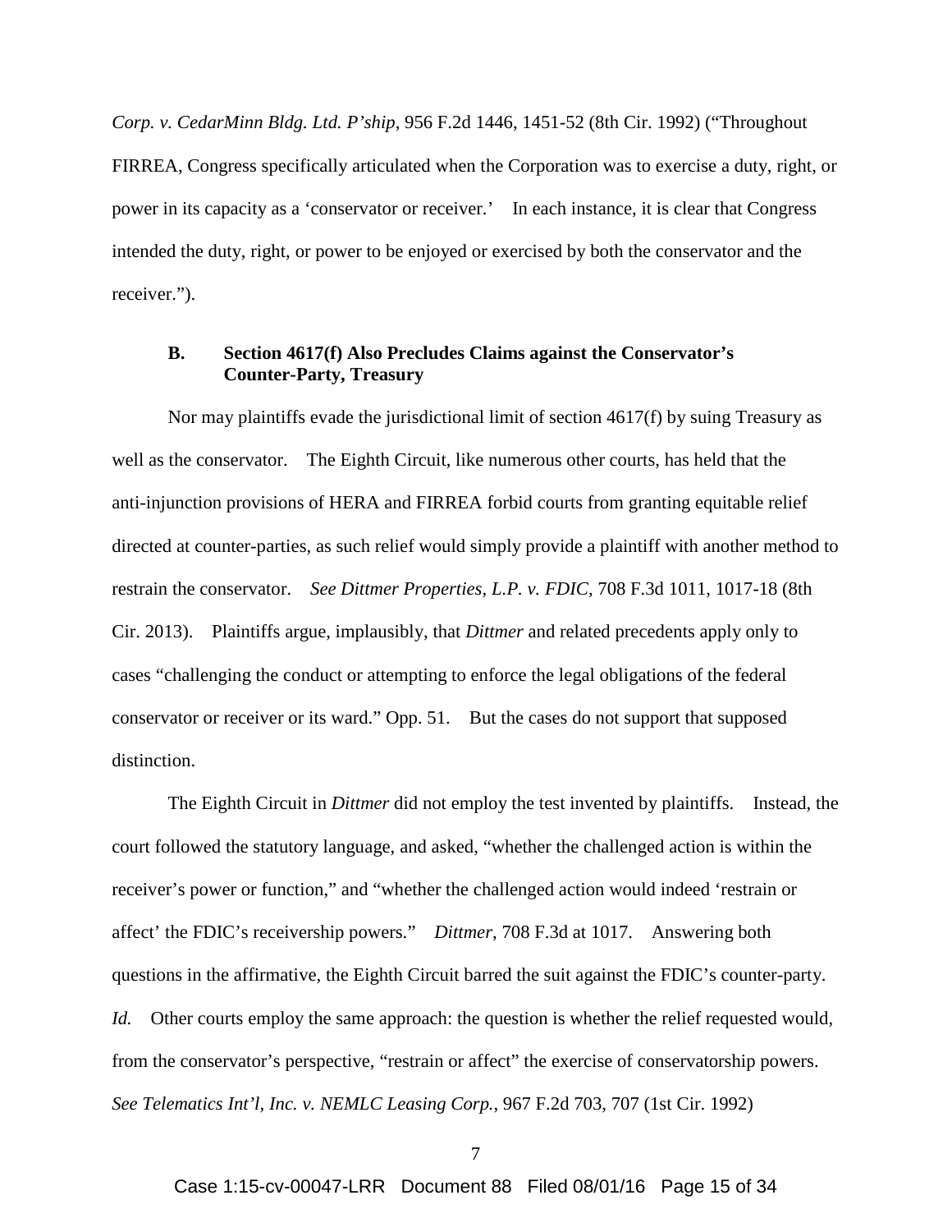*Corp. v. CedarMinn Bldg. Ltd. P'ship*, 956 F.2d 1446, 1451-52 (8th Cir. 1992) ("Throughout FIRREA, Congress specifically articulated when the Corporation was to exercise a duty, right, or power in its capacity as a 'conservator or receiver.' In each instance, it is clear that Congress intended the duty, right, or power to be enjoyed or exercised by both the conservator and the receiver.").

### B. Section 4617(f) Also Precludes Claims against the Conservator's Counter-Party, Treasury

Nor may plaintiffs evade the jurisdictional limit of section 4617(f) by suing Treasury as well as the conservator. The Eighth Circuit, like numerous other courts, has held that the anti-injunction provisions of HERA and FIRREA forbid courts from granting equitable relief directed at counter-parties, as such relief would simply provide a plaintiff with another method to restrain the conservator. *See Dittmer Properties, L.P. v. FDIC*, 708 F.3d 1011, 1017-18 (8th Cir. 2013). Plaintiffs argue, implausibly, that *Dittmer* and related precedents apply only to cases "challenging the conduct or attempting to enforce the legal obligations of the federal conservator or receiver or its ward." Opp. 51. But the cases do not support that supposed distinction.

The Eighth Circuit in *Dittmer* did not employ the test invented by plaintiffs. Instead, the court followed the statutory language, and asked, "whether the challenged action is within the receiver's power or function," and "whether the challenged action would indeed 'restrain or affect' the FDIC's receivership powers." *Dittmer*, 708 F.3d at 1017. Answering both questions in the affirmative, the Eighth Circuit barred the suit against the FDIC's counter-party. *Id.* Other courts employ the same approach: the question is whether the relief requested would, from the conservator's perspective, "restrain or affect" the exercise of conservatorship powers. *See Telematics Int'l, Inc. v. NEMLC Leasing Corp.*, 967 F.2d 703, 707 (1st Cir. 1992)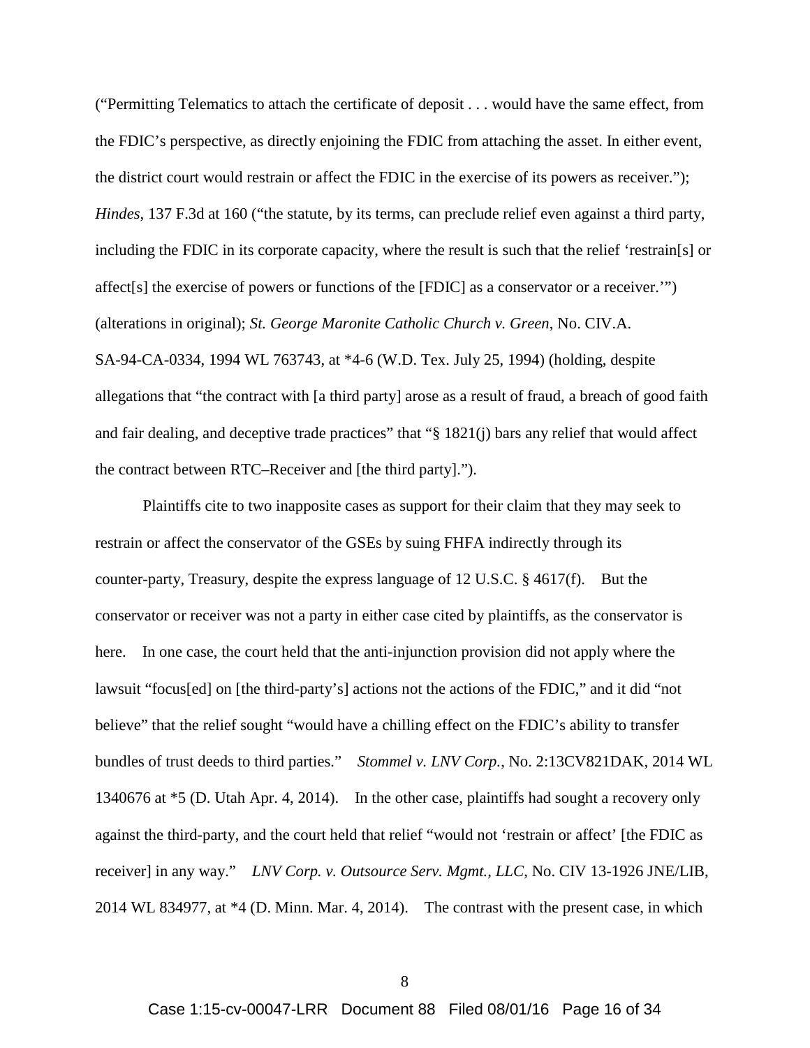("Permitting Telematics to attach the certificate of deposit . . . would have the same effect, from the FDIC's perspective, as directly enjoining the FDIC from attaching the asset. In either event, the district court would restrain or affect the FDIC in the exercise of its powers as receiver."); *Hindes*, 137 F.3d at 160 ("the statute, by its terms, can preclude relief even against a third party, including the FDIC in its corporate capacity, where the result is such that the relief 'restrain[s] or affect[s] the exercise of powers or functions of the [FDIC] as a conservator or a receiver.'") (alterations in original); *St. George Maronite Catholic Church v. Green*, No. CIV.A. SA-94-CA-0334, 1994 WL 763743, at *4-6 (W.D. Tex. July 25, 1994) (holding, despite allegations that "the contract with [a third party] arose as a result of fraud, a breach of good faith and fair dealing, and deceptive trade practices" that "§ 1821(j) bars any relief that would affect the contract between RTC–Receiver and [the third party].").

Plaintiffs cite to two inapposite cases as support for their claim that they may seek to restrain or affect the conservator of the GSEs by suing FHFA indirectly through its counter-party, Treasury, despite the express language of 12 U.S.C. § 4617(f). But the conservator or receiver was not a party in either case cited by plaintiffs, as the conservator is here. In one case, the court held that the anti-injunction provision did not apply where the lawsuit "focus[ed] on [the third-party's] actions not the actions of the FDIC," and it did "not believe" that the relief sought "would have a chilling effect on the FDIC's ability to transfer bundles of trust deeds to third parties." *Stommel v. LNV Corp.*, No. 2:13CV821DAK, 2014 WL 1340676 at *5 (D. Utah Apr. 4, 2014). In the other case, plaintiffs had sought a recovery only against the third-party, and the court held that relief "would not 'restrain or affect' [the FDIC as receiver] in any way." *LNV Corp. v. Outsource Serv. Mgmt., LLC*, No. CIV 13-1926 JNE/LIB, 2014 WL 834977, at *4 (D. Minn. Mar. 4, 2014). The contrast with the present case, in which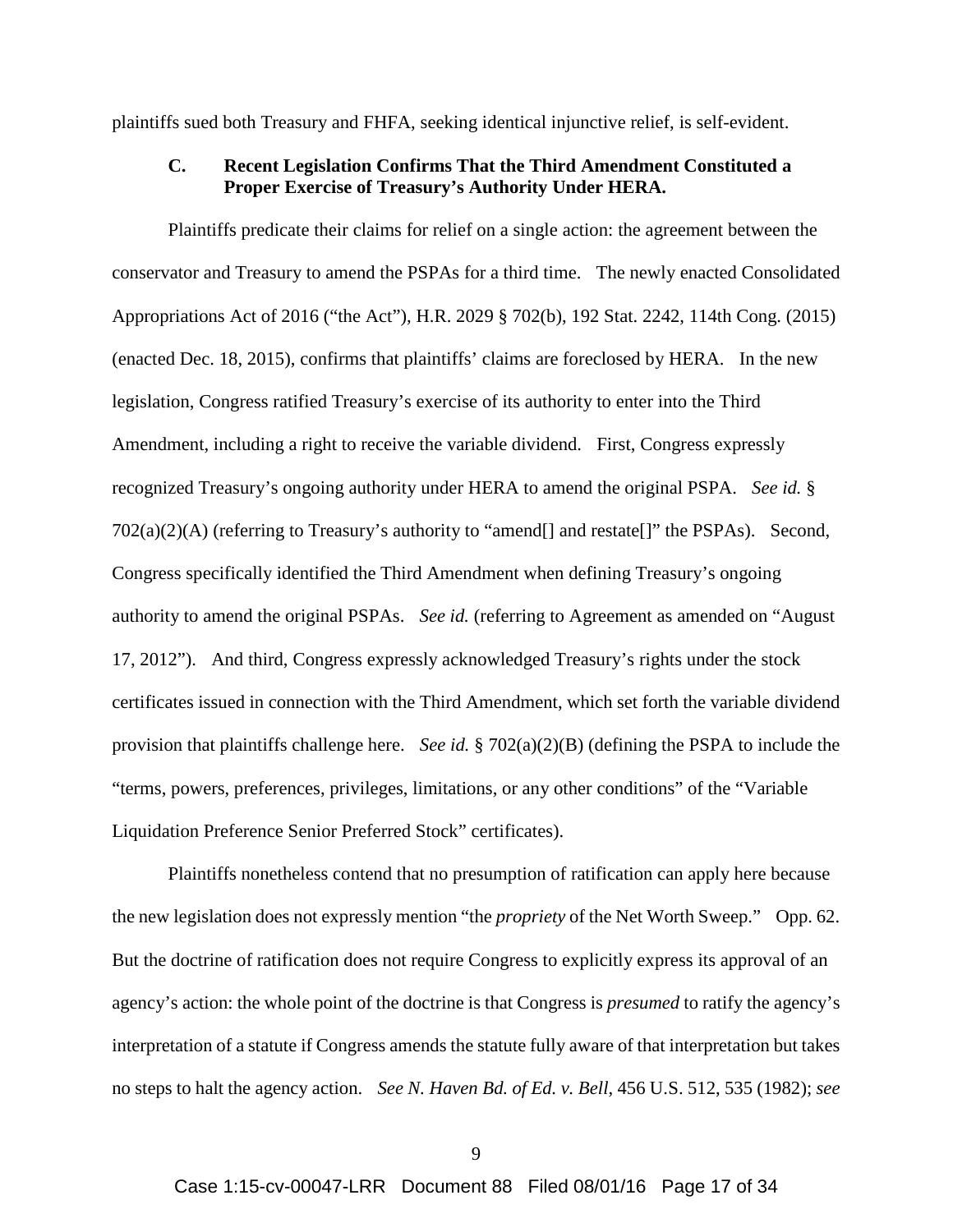plaintiffs sued both Treasury and FHFA, seeking identical injunctive relief, is self-evident.

### C. Recent Legislation Confirms That the Third Amendment Constituted a Proper Exercise of Treasury's Authority Under HERA.

Plaintiffs predicate their claims for relief on a single action: the agreement between the conservator and Treasury to amend the PSPAs for a third time. The newly enacted Consolidated Appropriations Act of 2016 ("the Act"), H.R. 2029 § 702(b), 192 Stat. 2242, 114th Cong. (2015) (enacted Dec. 18, 2015), confirms that plaintiffs' claims are foreclosed by HERA. In the new legislation, Congress ratified Treasury's exercise of its authority to enter into the Third Amendment, including a right to receive the variable dividend. First, Congress expressly recognized Treasury's ongoing authority under HERA to amend the original PSPA. *See id.* § 702(a)(2)(A) (referring to Treasury's authority to "amend[] and restate[]" the PSPAs). Second, Congress specifically identified the Third Amendment when defining Treasury's ongoing authority to amend the original PSPAs. *See id.* (referring to Agreement as amended on "August 17, 2012"). And third, Congress expressly acknowledged Treasury's rights under the stock certificates issued in connection with the Third Amendment, which set forth the variable dividend provision that plaintiffs challenge here. *See id.* § 702(a)(2)(B) (defining the PSPA to include the "terms, powers, preferences, privileges, limitations, or any other conditions" of the "Variable Liquidation Preference Senior Preferred Stock" certificates).

Plaintiffs nonetheless contend that no presumption of ratification can apply here because the new legislation does not expressly mention "the *propriety* of the Net Worth Sweep." Opp. 62. But the doctrine of ratification does not require Congress to explicitly express its approval of an agency's action: the whole point of the doctrine is that Congress is *presumed* to ratify the agency's interpretation of a statute if Congress amends the statute fully aware of that interpretation but takes no steps to halt the agency action. *See N. Haven Bd. of Ed. v. Bell*, 456 U.S. 512, 535 (1982); *see*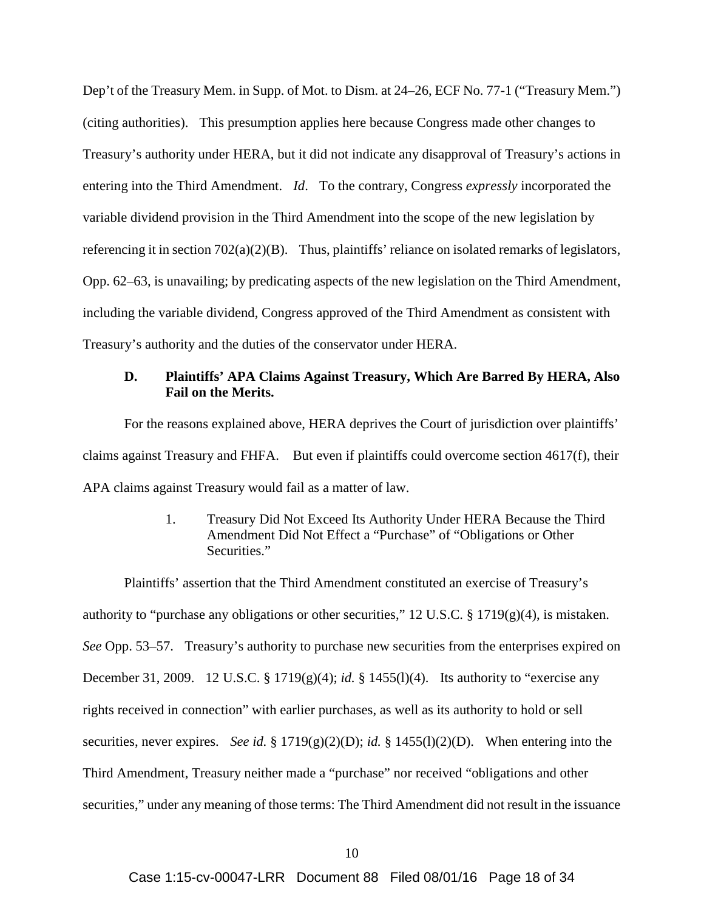Dep't of the Treasury Mem. in Supp. of Mot. to Dism. at 24–26, ECF No. 77-1 ("Treasury Mem.") (citing authorities). This presumption applies here because Congress made other changes to Treasury's authority under HERA, but it did not indicate any disapproval of Treasury's actions in entering into the Third Amendment. *Id*. To the contrary, Congress *expressly* incorporated the variable dividend provision in the Third Amendment into the scope of the new legislation by referencing it in section 702(a)(2)(B). Thus, plaintiffs' reliance on isolated remarks of legislators, Opp. 62–63, is unavailing; by predicating aspects of the new legislation on the Third Amendment, including the variable dividend, Congress approved of the Third Amendment as consistent with Treasury's authority and the duties of the conservator under HERA.

### D. Plaintiffs' APA Claims Against Treasury, Which Are Barred By HERA, Also Fail on the Merits.

For the reasons explained above, HERA deprives the Court of jurisdiction over plaintiffs' claims against Treasury and FHFA. But even if plaintiffs could overcome section 4617(f), their APA claims against Treasury would fail as a matter of law.

#### 1. Treasury Did Not Exceed Its Authority Under HERA Because the Third Amendment Did Not Effect a "Purchase" of "Obligations or Other Securities."

Plaintiffs' assertion that the Third Amendment constituted an exercise of Treasury's authority to "purchase any obligations or other securities," 12 U.S.C. § 1719(g)(4), is mistaken. *See* Opp. 53–57. Treasury's authority to purchase new securities from the enterprises expired on December 31, 2009. 12 U.S.C. § 1719(g)(4); *id.* § 1455(l)(4). Its authority to "exercise any rights received in connection" with earlier purchases, as well as its authority to hold or sell securities, never expires. *See id.* § 1719(g)(2)(D); *id.* § 1455(l)(2)(D). When entering into the Third Amendment, Treasury neither made a "purchase" nor received "obligations and other securities," under any meaning of those terms: The Third Amendment did not result in the issuance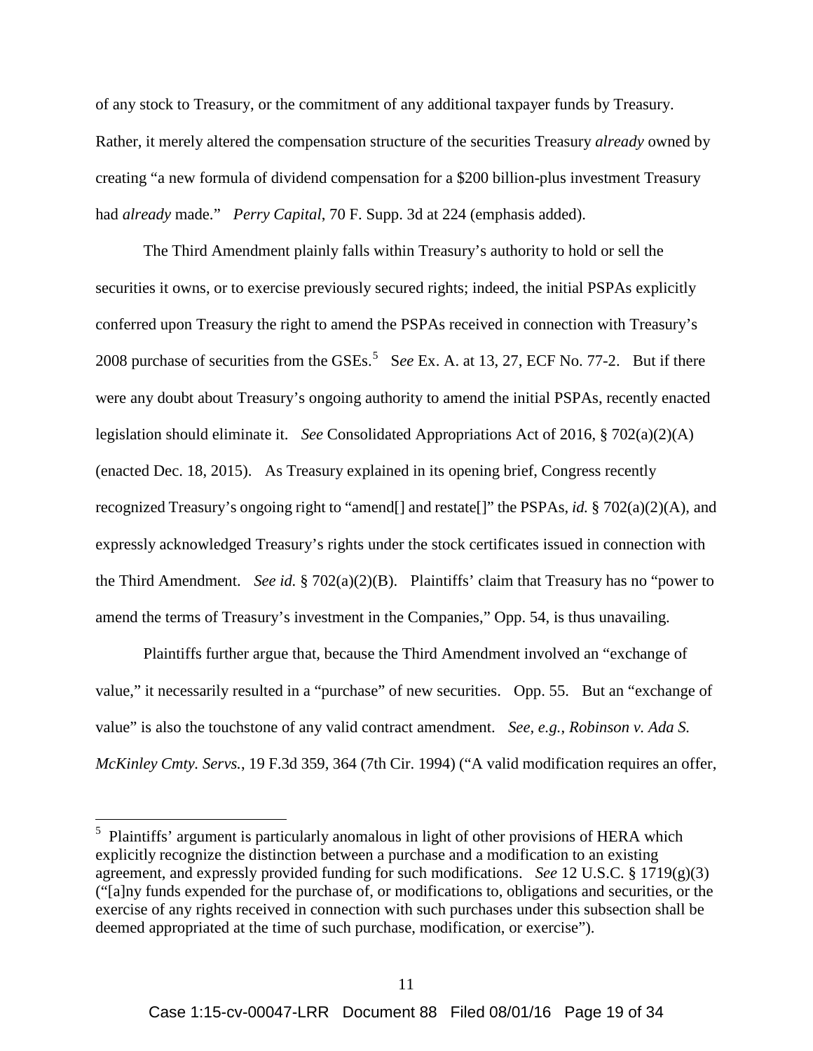of any stock to Treasury, or the commitment of any additional taxpayer funds by Treasury. Rather, it merely altered the compensation structure of the securities Treasury *already* owned by creating "a new formula of dividend compensation for a $200 billion-plus investment Treasury had *already* made." *Perry Capital*, 70 F. Supp. 3d at 224 (emphasis added).

The Third Amendment plainly falls within Treasury's authority to hold or sell the securities it owns, or to exercise previously secured rights; indeed, the initial PSPAs explicitly conferred upon Treasury the right to amend the PSPAs received in connection with Treasury's 2008 purchase of securities from the GSEs.[5] S*ee* Ex. A. at 13, 27, ECF No. 77-2. But if there were any doubt about Treasury's ongoing authority to amend the initial PSPAs, recently enacted legislation should eliminate it. *See* Consolidated Appropriations Act of 2016, § 702(a)(2)(A) (enacted Dec. 18, 2015). As Treasury explained in its opening brief, Congress recently recognized Treasury's ongoing right to "amend[] and restate[]" the PSPAs, *id.* § 702(a)(2)(A), and expressly acknowledged Treasury's rights under the stock certificates issued in connection with the Third Amendment. *See id.* § 702(a)(2)(B). Plaintiffs' claim that Treasury has no "power to amend the terms of Treasury's investment in the Companies," Opp. 54, is thus unavailing.

Plaintiffs further argue that, because the Third Amendment involved an "exchange of value," it necessarily resulted in a "purchase" of new securities. Opp. 55. But an "exchange of value" is also the touchstone of any valid contract amendment. *See, e.g.*, *Robinson v. Ada S. McKinley Cmty. Servs.*, 19 F.3d 359, 364 (7th Cir. 1994) ("A valid modification requires an offer,

---

[5] Plaintiffs' argument is particularly anomalous in light of other provisions of HERA which explicitly recognize the distinction between a purchase and a modification to an existing agreement, and expressly provided funding for such modifications. *See* 12 U.S.C. § 1719(g)(3) ("[a]ny funds expended for the purchase of, or modifications to, obligations and securities, or the exercise of any rights received in connection with such purchases under this subsection shall be deemed appropriated at the time of such purchase, modification, or exercise").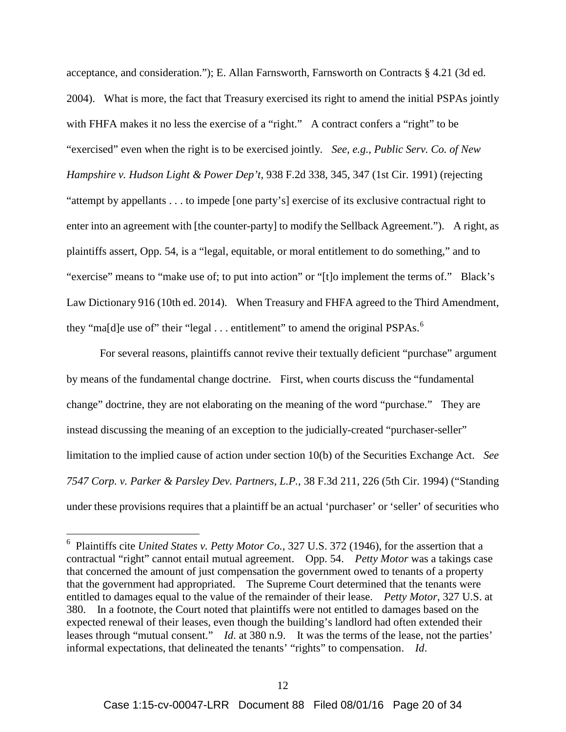acceptance, and consideration."); E. Allan Farnsworth, Farnsworth on Contracts § 4.21 (3d ed. 2004). What is more, the fact that Treasury exercised its right to amend the initial PSPAs jointly with FHFA makes it no less the exercise of a "right." A contract confers a "right" to be "exercised" even when the right is to be exercised jointly. *See, e.g.*, *Public Serv. Co. of New Hampshire v. Hudson Light & Power Dep't*, 938 F.2d 338, 345, 347 (1st Cir. 1991) (rejecting "attempt by appellants . . . to impede [one party's] exercise of its exclusive contractual right to enter into an agreement with [the counter-party] to modify the Sellback Agreement."). A right, as plaintiffs assert, Opp. 54, is a "legal, equitable, or moral entitlement to do something," and to "exercise" means to "make use of; to put into action" or "[t]o implement the terms of." Black's Law Dictionary 916 (10th ed. 2014). When Treasury and FHFA agreed to the Third Amendment, they "ma[d]e use of" their "legal . . . entitlement" to amend the original PSPAs.[6]

For several reasons, plaintiffs cannot revive their textually deficient "purchase" argument by means of the fundamental change doctrine. First, when courts discuss the "fundamental change" doctrine, they are not elaborating on the meaning of the word "purchase." They are instead discussing the meaning of an exception to the judicially-created "purchaser-seller" limitation to the implied cause of action under section 10(b) of the Securities Exchange Act. *See 7547 Corp. v. Parker & Parsley Dev. Partners, L.P.*, 38 F.3d 211, 226 (5th Cir. 1994) ("Standing under these provisions requires that a plaintiff be an actual 'purchaser' or 'seller' of securities who

---

[6] Plaintiffs cite *United States v. Petty Motor Co.*, 327 U.S. 372 (1946), for the assertion that a contractual "right" cannot entail mutual agreement. Opp. 54. *Petty Motor* was a takings case that concerned the amount of just compensation the government owed to tenants of a property that the government had appropriated. The Supreme Court determined that the tenants were entitled to damages equal to the value of the remainder of their lease. *Petty Motor*, 327 U.S. at 380. In a footnote, the Court noted that plaintiffs were not entitled to damages based on the expected renewal of their leases, even though the building's landlord had often extended their leases through "mutual consent." *Id.* at 380 n.9. It was the terms of the lease, not the parties' informal expectations, that delineated the tenants' "rights" to compensation. *Id*.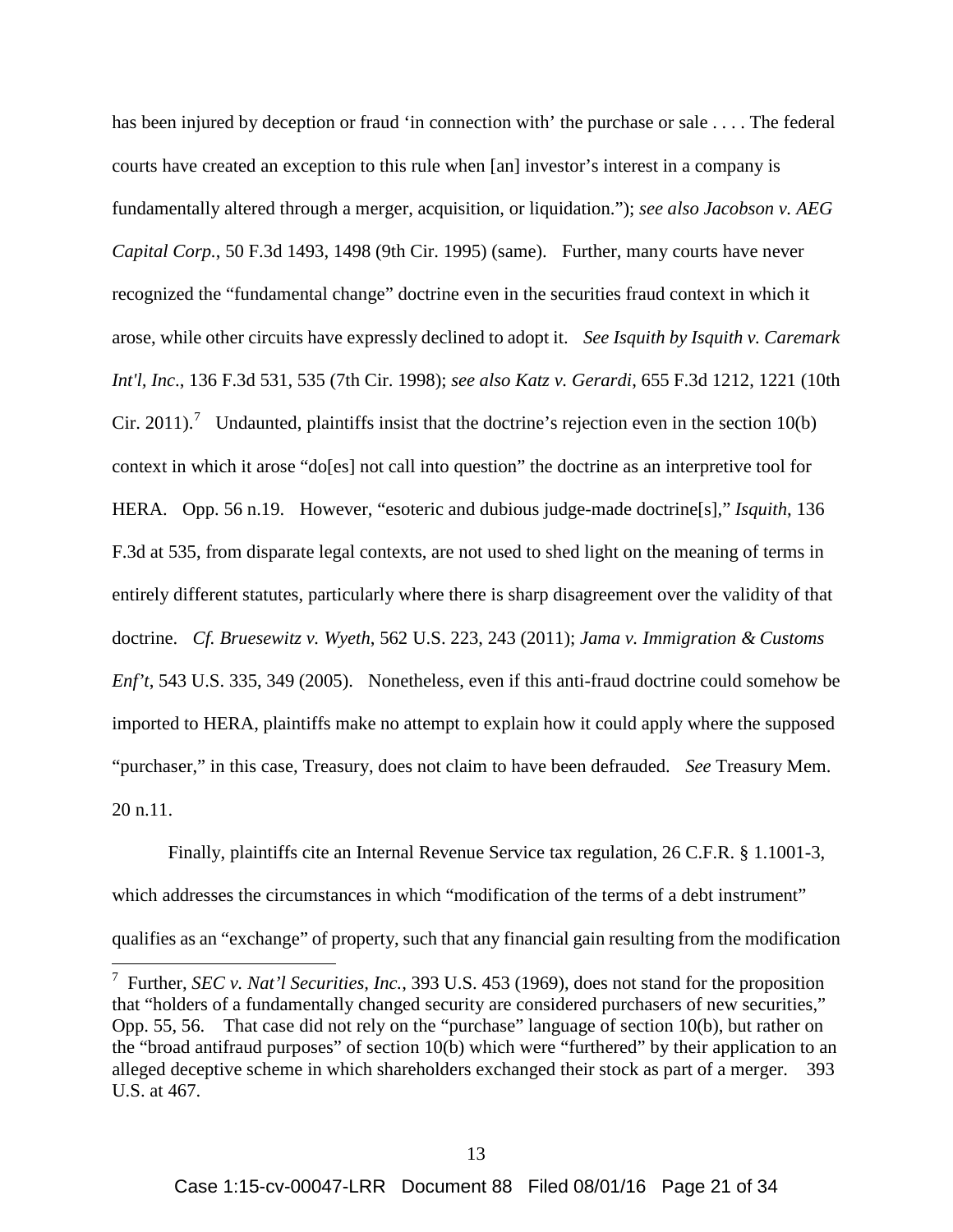has been injured by deception or fraud 'in connection with' the purchase or sale . . . . The federal courts have created an exception to this rule when [an] investor's interest in a company is fundamentally altered through a merger, acquisition, or liquidation."); *see also Jacobson v. AEG Capital Corp.*, 50 F.3d 1493, 1498 (9th Cir. 1995) (same). Further, many courts have never recognized the "fundamental change" doctrine even in the securities fraud context in which it arose, while other circuits have expressly declined to adopt it. *See Isquith by Isquith v. Caremark Int'l, Inc*., 136 F.3d 531, 535 (7th Cir. 1998); *see also Katz v. Gerardi*, 655 F.3d 1212, 1221 (10th Cir. 2011).[7] Undaunted, plaintiffs insist that the doctrine's rejection even in the section 10(b) context in which it arose "do[es] not call into question" the doctrine as an interpretive tool for HERA. Opp. 56 n.19. However, "esoteric and dubious judge-made doctrine[s]," *Isquith*, 136 F.3d at 535, from disparate legal contexts, are not used to shed light on the meaning of terms in entirely different statutes, particularly where there is sharp disagreement over the validity of that doctrine. *Cf. Bruesewitz v. Wyeth*, 562 U.S. 223, 243 (2011); *Jama v. Immigration & Customs Enf't*, 543 U.S. 335, 349 (2005). Nonetheless, even if this anti-fraud doctrine could somehow be imported to HERA, plaintiffs make no attempt to explain how it could apply where the supposed "purchaser," in this case, Treasury, does not claim to have been defrauded. *See* Treasury Mem. 20 n.11.

Finally, plaintiffs cite an Internal Revenue Service tax regulation, 26 C.F.R. § 1.1001-3, which addresses the circumstances in which "modification of the terms of a debt instrument" qualifies as an "exchange" of property, such that any financial gain resulting from the modification

---

[7] Further, *SEC v. Nat'l Securities, Inc.*, 393 U.S. 453 (1969), does not stand for the proposition that "holders of a fundamentally changed security are considered purchasers of new securities," Opp. 55, 56. That case did not rely on the "purchase" language of section 10(b), but rather on the "broad antifraud purposes" of section 10(b) which were "furthered" by their application to an alleged deceptive scheme in which shareholders exchanged their stock as part of a merger. 393 U.S. at 467.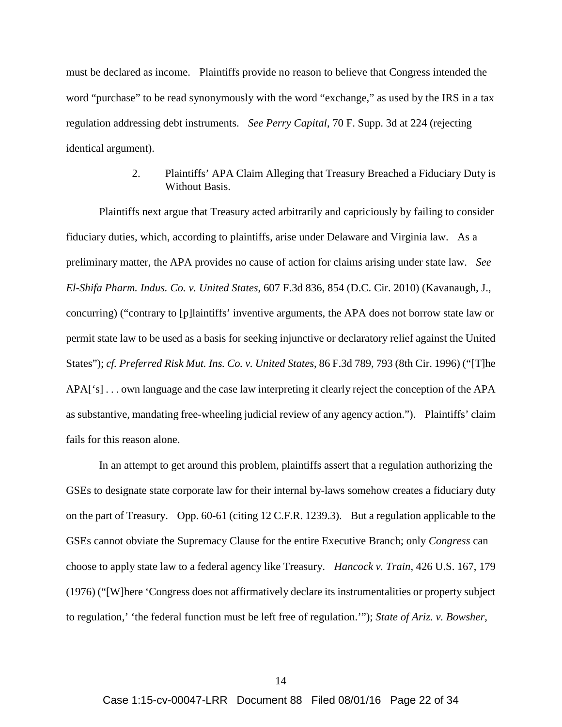must be declared as income. Plaintiffs provide no reason to believe that Congress intended the word "purchase" to be read synonymously with the word "exchange," as used by the IRS in a tax regulation addressing debt instruments. *See Perry Capital*, 70 F. Supp. 3d at 224 (rejecting identical argument).

2. Plaintiffs' APA Claim Alleging that Treasury Breached a Fiduciary Duty is Without Basis.

Plaintiffs next argue that Treasury acted arbitrarily and capriciously by failing to consider fiduciary duties, which, according to plaintiffs, arise under Delaware and Virginia law. As a preliminary matter, the APA provides no cause of action for claims arising under state law. *See El-Shifa Pharm. Indus. Co. v. United States*, 607 F.3d 836, 854 (D.C. Cir. 2010) (Kavanaugh, J., concurring) ("contrary to [p]laintiffs' inventive arguments, the APA does not borrow state law or permit state law to be used as a basis for seeking injunctive or declaratory relief against the United States"); *cf. Preferred Risk Mut. Ins. Co. v. United States*, 86 F.3d 789, 793 (8th Cir. 1996) ("[T]he APA['s] . . . own language and the case law interpreting it clearly reject the conception of the APA as substantive, mandating free-wheeling judicial review of any agency action."). Plaintiffs' claim fails for this reason alone.

In an attempt to get around this problem, plaintiffs assert that a regulation authorizing the GSEs to designate state corporate law for their internal by-laws somehow creates a fiduciary duty on the part of Treasury. Opp. 60-61 (citing 12 C.F.R. 1239.3). But a regulation applicable to the GSEs cannot obviate the Supremacy Clause for the entire Executive Branch; only *Congress* can choose to apply state law to a federal agency like Treasury. *Hancock v. Train*, 426 U.S. 167, 179 (1976) ("[W]here 'Congress does not affirmatively declare its instrumentalities or property subject to regulation,' 'the federal function must be left free of regulation.'"); *State of Ariz. v. Bowsher*,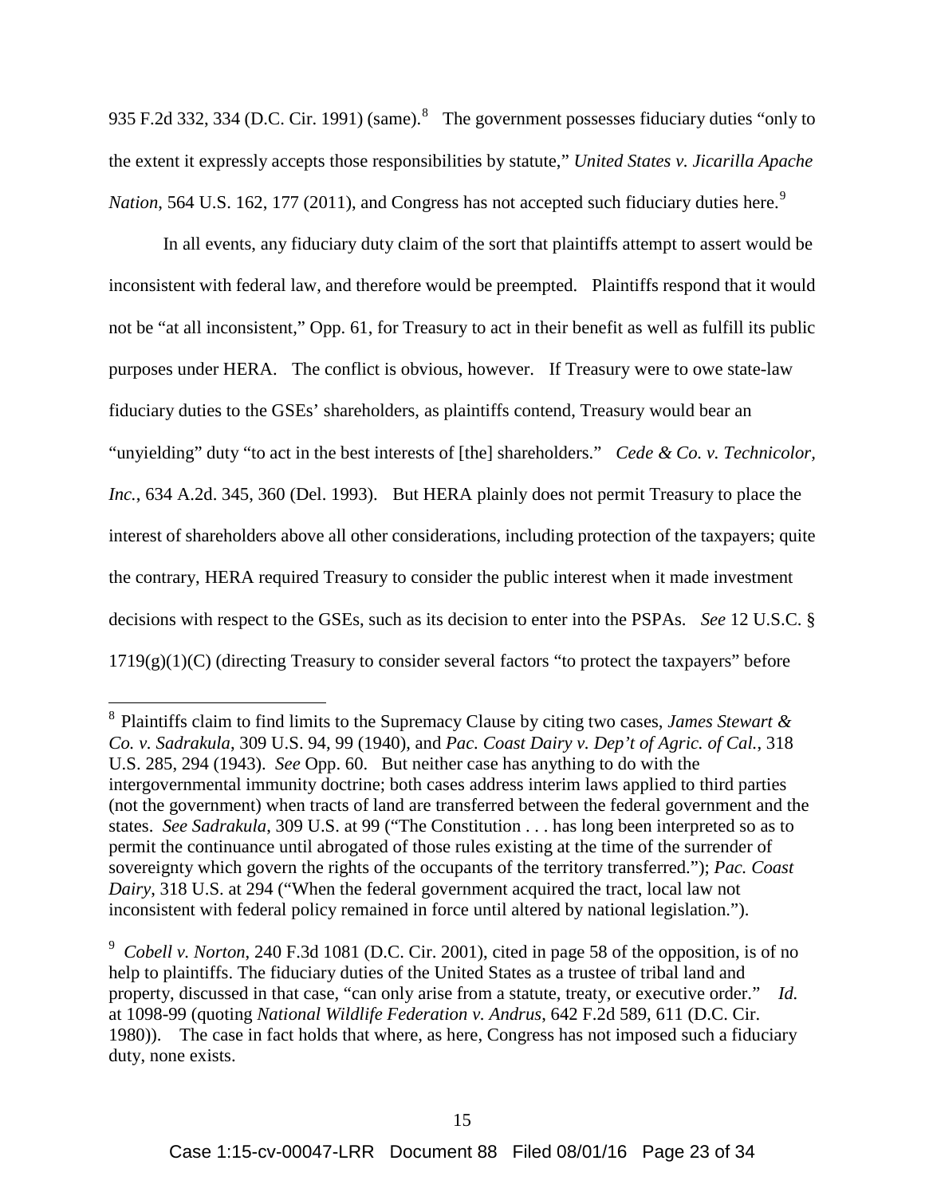935 F.2d 332, 334 (D.C. Cir. 1991) (same).[8] The government possesses fiduciary duties "only to the extent it expressly accepts those responsibilities by statute," *United States v. Jicarilla Apache Nation*, 564 U.S. 162, 177 (2011), and Congress has not accepted such fiduciary duties here.[9]

In all events, any fiduciary duty claim of the sort that plaintiffs attempt to assert would be inconsistent with federal law, and therefore would be preempted. Plaintiffs respond that it would not be "at all inconsistent," Opp. 61, for Treasury to act in their benefit as well as fulfill its public purposes under HERA. The conflict is obvious, however. If Treasury were to owe state-law fiduciary duties to the GSEs' shareholders, as plaintiffs contend, Treasury would bear an "unyielding" duty "to act in the best interests of [the] shareholders." *Cede & Co. v. Technicolor, Inc.*, 634 A.2d. 345, 360 (Del. 1993). But HERA plainly does not permit Treasury to place the interest of shareholders above all other considerations, including protection of the taxpayers; quite the contrary, HERA required Treasury to consider the public interest when it made investment decisions with respect to the GSEs, such as its decision to enter into the PSPAs. *See* 12 U.S.C. § 1719(g)(1)(C) (directing Treasury to consider several factors "to protect the taxpayers" before

---

[8] Plaintiffs claim to find limits to the Supremacy Clause by citing two cases, *James Stewart & Co. v. Sadrakula*, 309 U.S. 94, 99 (1940), and *Pac. Coast Dairy v. Dep't of Agric. of Cal.*, 318 U.S. 285, 294 (1943). *See* Opp. 60. But neither case has anything to do with the intergovernmental immunity doctrine; both cases address interim laws applied to third parties (not the government) when tracts of land are transferred between the federal government and the states. *See Sadrakula*, 309 U.S. at 99 ("The Constitution . . . has long been interpreted so as to permit the continuance until abrogated of those rules existing at the time of the surrender of sovereignty which govern the rights of the occupants of the territory transferred."); *Pac. Coast Dairy*, 318 U.S. at 294 ("When the federal government acquired the tract, local law not inconsistent with federal policy remained in force until altered by national legislation.").

[9] *Cobell v. Norton*, 240 F.3d 1081 (D.C. Cir. 2001), cited in page 58 of the opposition, is of no help to plaintiffs. The fiduciary duties of the United States as a trustee of tribal land and property, discussed in that case, "can only arise from a statute, treaty, or executive order." *Id.* at 1098-99 (quoting *National Wildlife Federation v. Andrus*, 642 F.2d 589, 611 (D.C. Cir. 1980)). The case in fact holds that where, as here, Congress has not imposed such a fiduciary duty, none exists.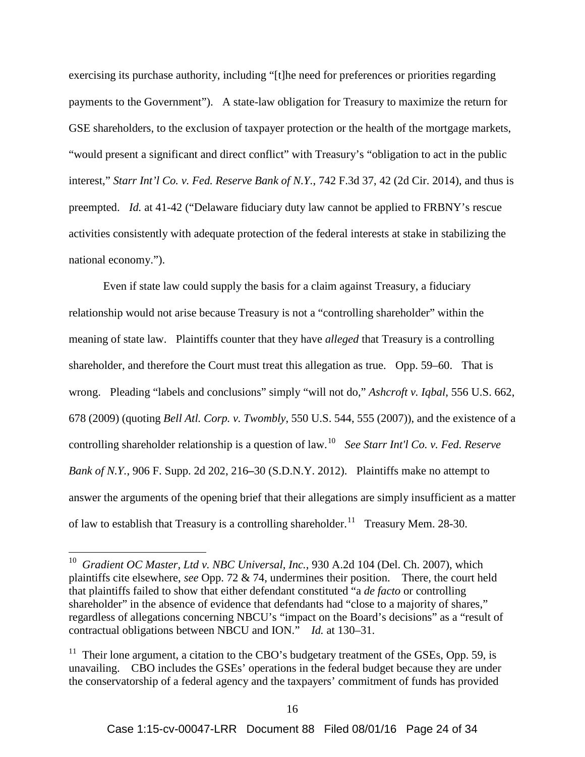exercising its purchase authority, including "[t]he need for preferences or priorities regarding payments to the Government"). A state-law obligation for Treasury to maximize the return for GSE shareholders, to the exclusion of taxpayer protection or the health of the mortgage markets, "would present a significant and direct conflict" with Treasury's "obligation to act in the public interest," *Starr Int'l Co. v. Fed. Reserve Bank of N.Y.*, 742 F.3d 37, 42 (2d Cir. 2014), and thus is preempted. *Id.* at 41-42 ("Delaware fiduciary duty law cannot be applied to FRBNY's rescue activities consistently with adequate protection of the federal interests at stake in stabilizing the national economy.").

Even if state law could supply the basis for a claim against Treasury, a fiduciary relationship would not arise because Treasury is not a "controlling shareholder" within the meaning of state law. Plaintiffs counter that they have *alleged* that Treasury is a controlling shareholder, and therefore the Court must treat this allegation as true. Opp. 59–60. That is wrong. Pleading "labels and conclusions" simply "will not do," *Ashcroft v. Iqbal*, 556 U.S. 662, 678 (2009) (quoting *Bell Atl. Corp. v. Twombly*, 550 U.S. 544, 555 (2007)), and the existence of a controlling shareholder relationship is a question of law.[10] *See Starr Int'l Co. v. Fed. Reserve Bank of N.Y.*, 906 F. Supp. 2d 202, 216–30 (S.D.N.Y. 2012). Plaintiffs make no attempt to answer the arguments of the opening brief that their allegations are simply insufficient as a matter of law to establish that Treasury is a controlling shareholder.[11] Treasury Mem. 28-30.

[10] *Gradient OC Master, Ltd v. NBC Universal, Inc.*, 930 A.2d 104 (Del. Ch. 2007), which plaintiffs cite elsewhere, *see* Opp. 72 & 74, undermines their position. There, the court held that plaintiffs failed to show that either defendant constituted "a *de facto* or controlling shareholder" in the absence of evidence that defendants had "close to a majority of shares," regardless of allegations concerning NBCU's "impact on the Board's decisions" as a "result of contractual obligations between NBCU and ION." *Id.* at 130–31.

[11] Their lone argument, a citation to the CBO's budgetary treatment of the GSEs, Opp. 59, is unavailing. CBO includes the GSEs' operations in the federal budget because they are under the conservatorship of a federal agency and the taxpayers' commitment of funds has provided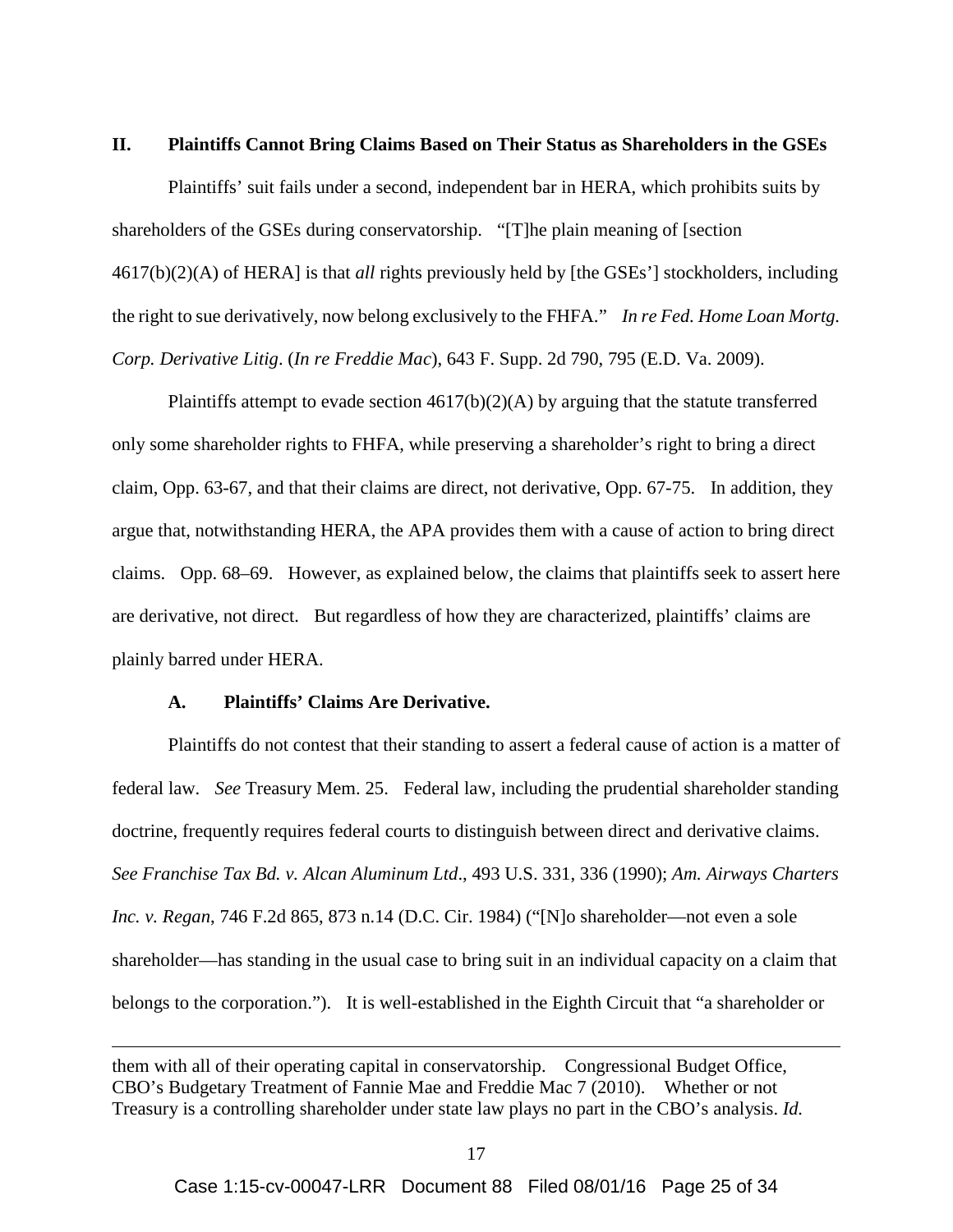## II. Plaintiffs Cannot Bring Claims Based on Their Status as Shareholders in the GSEs

Plaintiffs' suit fails under a second, independent bar in HERA, which prohibits suits by shareholders of the GSEs during conservatorship. "[T]he plain meaning of [section 4617(b)(2)(A) of HERA] is that *all* rights previously held by [the GSEs'] stockholders, including the right to sue derivatively, now belong exclusively to the FHFA." *In re Fed. Home Loan Mortg. Corp. Derivative Litig*. (*In re Freddie Mac*), 643 F. Supp. 2d 790, 795 (E.D. Va. 2009).

Plaintiffs attempt to evade section 4617(b)(2)(A) by arguing that the statute transferred only some shareholder rights to FHFA, while preserving a shareholder's right to bring a direct claim, Opp. 63-67, and that their claims are direct, not derivative, Opp. 67-75. In addition, they argue that, notwithstanding HERA, the APA provides them with a cause of action to bring direct claims. Opp. 68–69. However, as explained below, the claims that plaintiffs seek to assert here are derivative, not direct. But regardless of how they are characterized, plaintiffs' claims are plainly barred under HERA.

### A. Plaintiffs' Claims Are Derivative.

Plaintiffs do not contest that their standing to assert a federal cause of action is a matter of federal law. *See* Treasury Mem. 25. Federal law, including the prudential shareholder standing doctrine, frequently requires federal courts to distinguish between direct and derivative claims. *See Franchise Tax Bd. v. Alcan Aluminum Ltd*., 493 U.S. 331, 336 (1990); *Am. Airways Charters Inc. v. Regan*, 746 F.2d 865, 873 n.14 (D.C. Cir. 1984) ("[N]o shareholder—not even a sole shareholder—has standing in the usual case to bring suit in an individual capacity on a claim that belongs to the corporation."). It is well-established in the Eighth Circuit that "a shareholder or

---

them with all of their operating capital in conservatorship. Congressional Budget Office, CBO's Budgetary Treatment of Fannie Mae and Freddie Mac 7 (2010). Whether or not Treasury is a controlling shareholder under state law plays no part in the CBO's analysis. *Id.*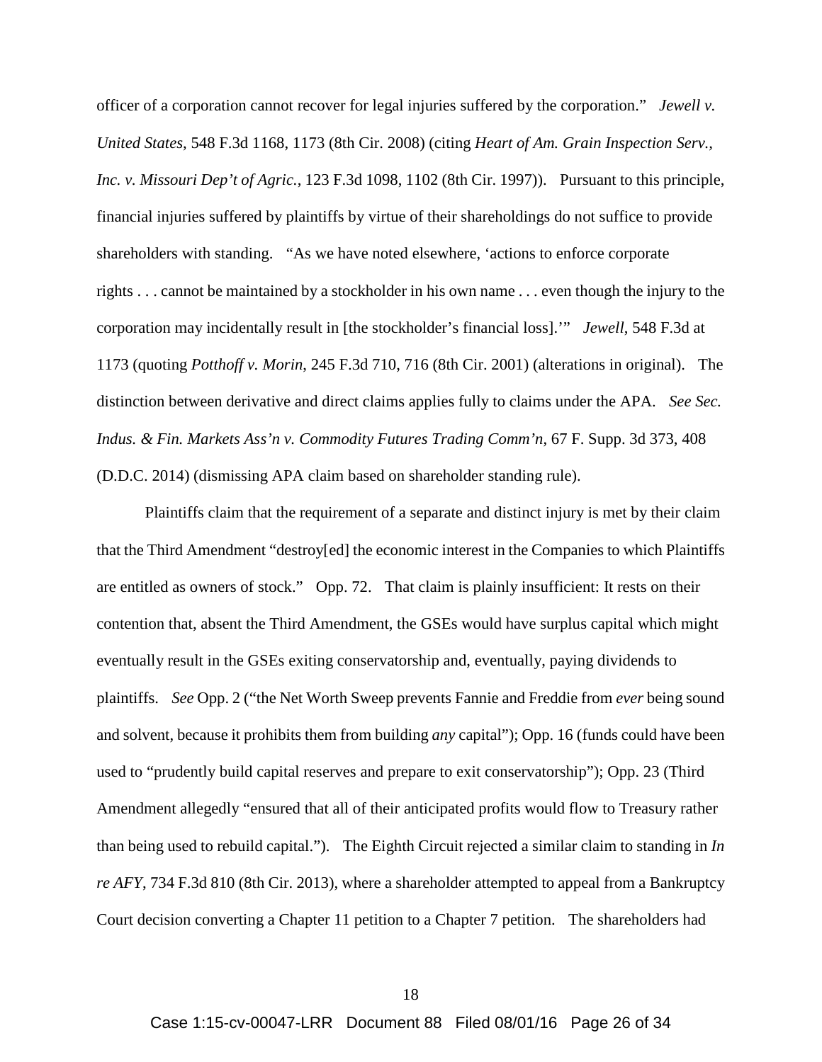officer of a corporation cannot recover for legal injuries suffered by the corporation." *Jewell v. United States*, 548 F.3d 1168, 1173 (8th Cir. 2008) (citing *Heart of Am. Grain Inspection Serv., Inc. v. Missouri Dep't of Agric.*, 123 F.3d 1098, 1102 (8th Cir. 1997)). Pursuant to this principle, financial injuries suffered by plaintiffs by virtue of their shareholdings do not suffice to provide shareholders with standing. "As we have noted elsewhere, 'actions to enforce corporate rights . . . cannot be maintained by a stockholder in his own name . . . even though the injury to the corporation may incidentally result in [the stockholder's financial loss].'" *Jewell*, 548 F.3d at 1173 (quoting *Potthoff v. Morin*, 245 F.3d 710, 716 (8th Cir. 2001) (alterations in original). The distinction between derivative and direct claims applies fully to claims under the APA. *See Sec. Indus. & Fin. Markets Ass'n v. Commodity Futures Trading Comm'n*, 67 F. Supp. 3d 373, 408 (D.D.C. 2014) (dismissing APA claim based on shareholder standing rule).

Plaintiffs claim that the requirement of a separate and distinct injury is met by their claim that the Third Amendment "destroy[ed] the economic interest in the Companies to which Plaintiffs are entitled as owners of stock." Opp. 72. That claim is plainly insufficient: It rests on their contention that, absent the Third Amendment, the GSEs would have surplus capital which might eventually result in the GSEs exiting conservatorship and, eventually, paying dividends to plaintiffs. *See* Opp. 2 ("the Net Worth Sweep prevents Fannie and Freddie from *ever* being sound and solvent, because it prohibits them from building *any* capital"); Opp. 16 (funds could have been used to "prudently build capital reserves and prepare to exit conservatorship"); Opp. 23 (Third Amendment allegedly "ensured that all of their anticipated profits would flow to Treasury rather than being used to rebuild capital."). The Eighth Circuit rejected a similar claim to standing in *In re AFY*, 734 F.3d 810 (8th Cir. 2013), where a shareholder attempted to appeal from a Bankruptcy Court decision converting a Chapter 11 petition to a Chapter 7 petition. The shareholders had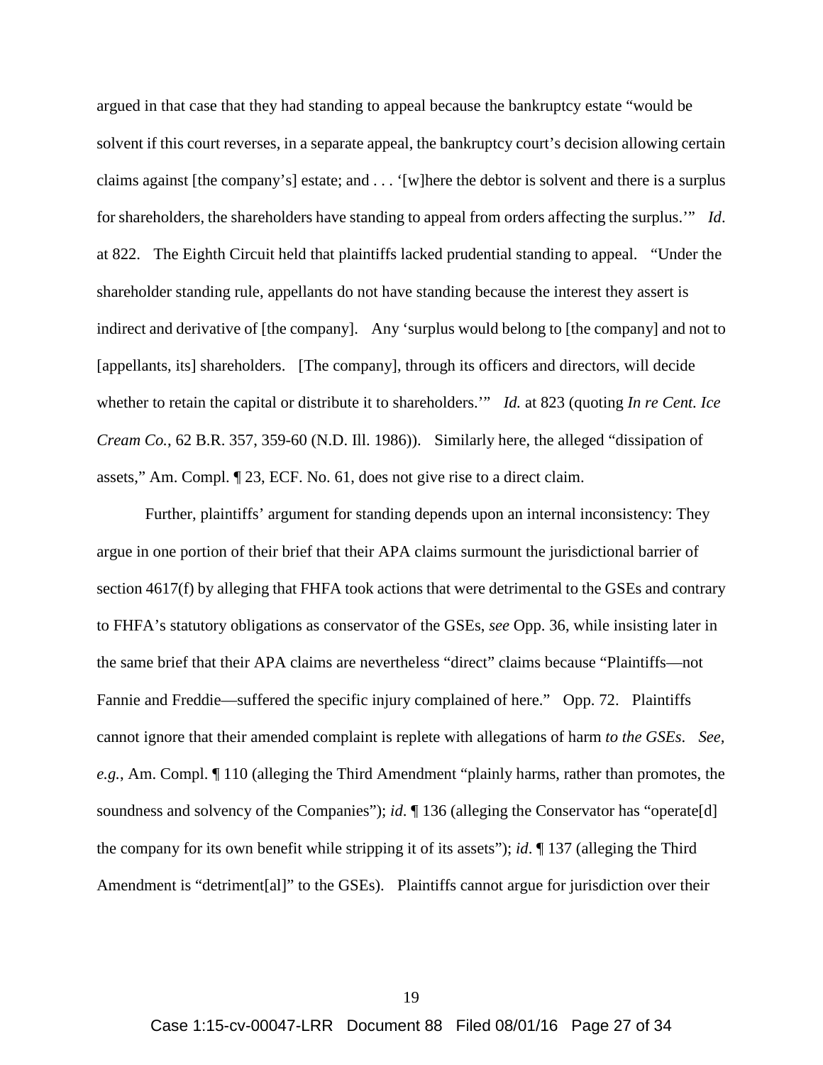argued in that case that they had standing to appeal because the bankruptcy estate "would be solvent if this court reverses, in a separate appeal, the bankruptcy court's decision allowing certain claims against [the company's] estate; and . . . '[w]here the debtor is solvent and there is a surplus for shareholders, the shareholders have standing to appeal from orders affecting the surplus.'" *Id*. at 822. The Eighth Circuit held that plaintiffs lacked prudential standing to appeal. "Under the shareholder standing rule, appellants do not have standing because the interest they assert is indirect and derivative of [the company]. Any 'surplus would belong to [the company] and not to [appellants, its] shareholders. [The company], through its officers and directors, will decide whether to retain the capital or distribute it to shareholders.'" *Id.* at 823 (quoting *In re Cent. Ice Cream Co.*, 62 B.R. 357, 359-60 (N.D. Ill. 1986)). Similarly here, the alleged "dissipation of assets," Am. Compl. ¶ 23, ECF. No. 61, does not give rise to a direct claim.

Further, plaintiffs' argument for standing depends upon an internal inconsistency: They argue in one portion of their brief that their APA claims surmount the jurisdictional barrier of section 4617(f) by alleging that FHFA took actions that were detrimental to the GSEs and contrary to FHFA's statutory obligations as conservator of the GSEs, *see* Opp. 36, while insisting later in the same brief that their APA claims are nevertheless "direct" claims because "Plaintiffs—not Fannie and Freddie—suffered the specific injury complained of here." Opp. 72. Plaintiffs cannot ignore that their amended complaint is replete with allegations of harm *to the GSEs*. *See, e.g.*, Am. Compl. ¶ 110 (alleging the Third Amendment "plainly harms, rather than promotes, the soundness and solvency of the Companies"); *id*. ¶ 136 (alleging the Conservator has "operate[d] the company for its own benefit while stripping it of its assets"); *id*. ¶ 137 (alleging the Third Amendment is "detriment[al]" to the GSEs). Plaintiffs cannot argue for jurisdiction over their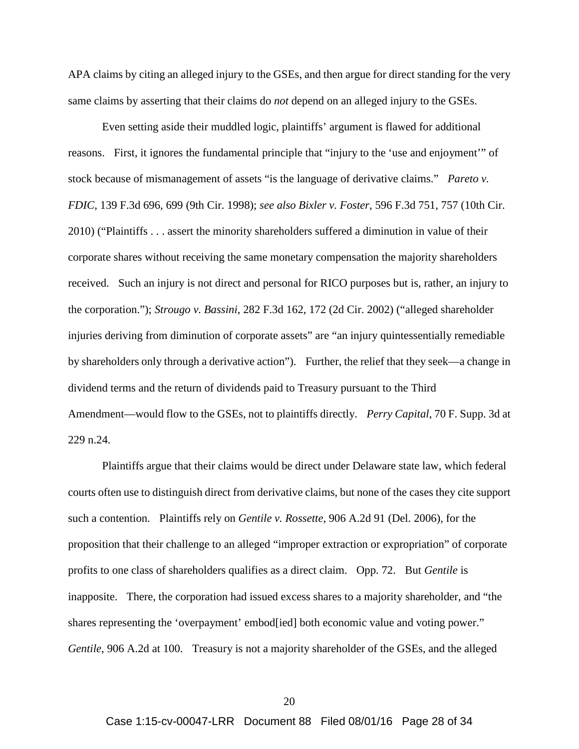APA claims by citing an alleged injury to the GSEs, and then argue for direct standing for the very same claims by asserting that their claims do *not* depend on an alleged injury to the GSEs.

Even setting aside their muddled logic, plaintiffs' argument is flawed for additional reasons. First, it ignores the fundamental principle that "injury to the 'use and enjoyment'" of stock because of mismanagement of assets "is the language of derivative claims." *Pareto v. FDIC*, 139 F.3d 696, 699 (9th Cir. 1998); *see also Bixler v. Foster*, 596 F.3d 751, 757 (10th Cir. 2010) ("Plaintiffs . . . assert the minority shareholders suffered a diminution in value of their corporate shares without receiving the same monetary compensation the majority shareholders received. Such an injury is not direct and personal for RICO purposes but is, rather, an injury to the corporation."); *Strougo v. Bassini*, 282 F.3d 162, 172 (2d Cir. 2002) ("alleged shareholder injuries deriving from diminution of corporate assets" are "an injury quintessentially remediable by shareholders only through a derivative action"). Further, the relief that they seek—a change in dividend terms and the return of dividends paid to Treasury pursuant to the Third Amendment—would flow to the GSEs, not to plaintiffs directly. *Perry Capital*, 70 F. Supp. 3d at 229 n.24.

Plaintiffs argue that their claims would be direct under Delaware state law, which federal courts often use to distinguish direct from derivative claims, but none of the cases they cite support such a contention. Plaintiffs rely on *Gentile v. Rossette*, 906 A.2d 91 (Del. 2006), for the proposition that their challenge to an alleged "improper extraction or expropriation" of corporate profits to one class of shareholders qualifies as a direct claim. Opp. 72. But *Gentile* is inapposite. There, the corporation had issued excess shares to a majority shareholder, and "the shares representing the 'overpayment' embod[ied] both economic value and voting power." *Gentile*, 906 A.2d at 100. Treasury is not a majority shareholder of the GSEs, and the alleged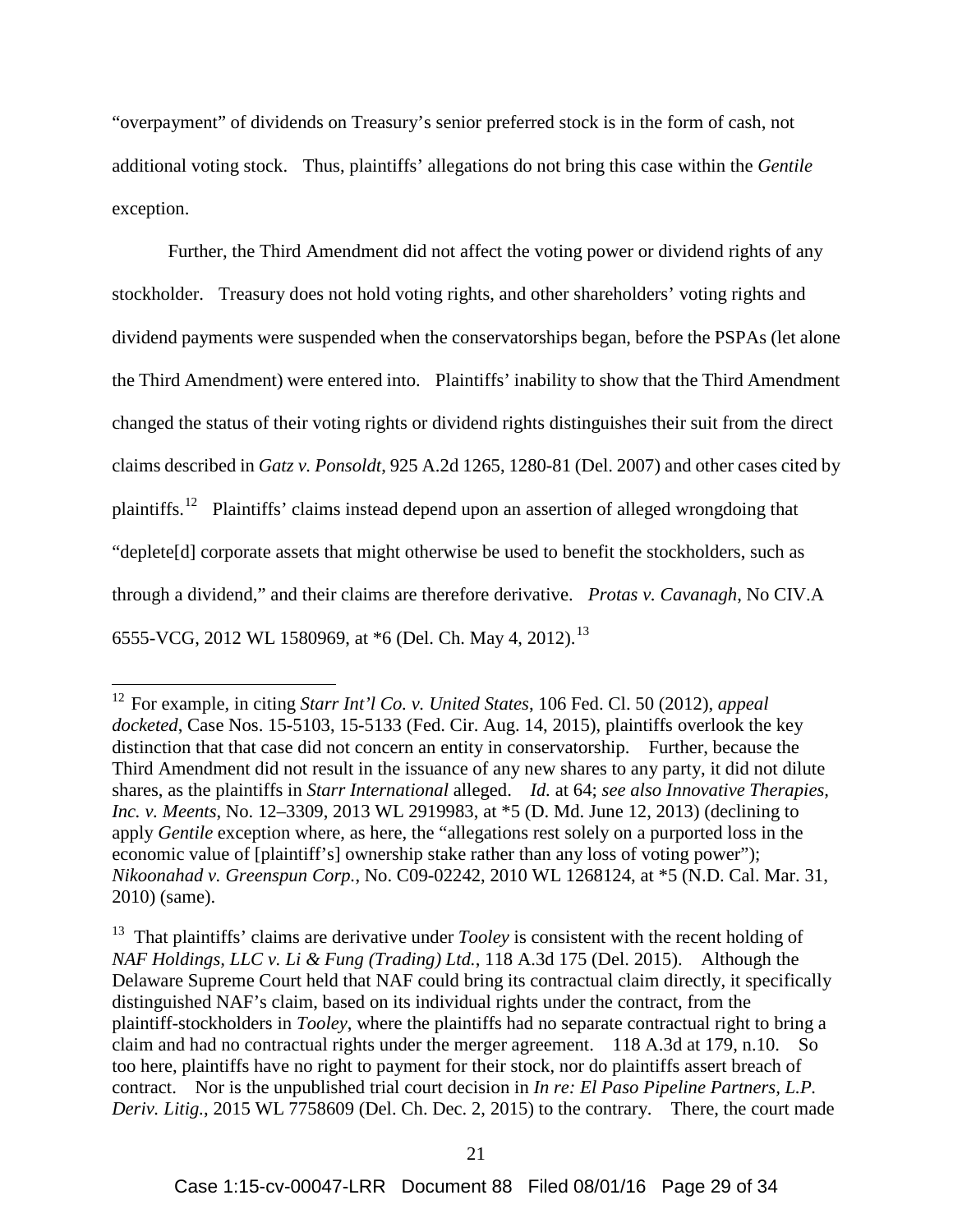"overpayment" of dividends on Treasury's senior preferred stock is in the form of cash, not additional voting stock. Thus, plaintiffs' allegations do not bring this case within the *Gentile* exception.

Further, the Third Amendment did not affect the voting power or dividend rights of any stockholder. Treasury does not hold voting rights, and other shareholders' voting rights and dividend payments were suspended when the conservatorships began, before the PSPAs (let alone the Third Amendment) were entered into. Plaintiffs' inability to show that the Third Amendment changed the status of their voting rights or dividend rights distinguishes their suit from the direct claims described in *Gatz v. Ponsoldt*, 925 A.2d 1265, 1280-81 (Del. 2007) and other cases cited by plaintiffs.[12] Plaintiffs' claims instead depend upon an assertion of alleged wrongdoing that "deplete[d] corporate assets that might otherwise be used to benefit the stockholders, such as through a dividend," and their claims are therefore derivative. *Protas v. Cavanagh*, No CIV.A 6555-VCG, 2012 WL 1580969, at *6 (Del. Ch. May 4, 2012).[13]

---

[12] For example, in citing *Starr Int'l Co. v. United States*, 106 Fed. Cl. 50 (2012), *appeal docketed*, Case Nos. 15-5103, 15-5133 (Fed. Cir. Aug. 14, 2015), plaintiffs overlook the key distinction that that case did not concern an entity in conservatorship. Further, because the Third Amendment did not result in the issuance of any new shares to any party, it did not dilute shares, as the plaintiffs in *Starr International* alleged. *Id.* at 64; *see also Innovative Therapies, Inc. v. Meents*, No. 12–3309, 2013 WL 2919983, at *5 (D. Md. June 12, 2013) (declining to apply *Gentile* exception where, as here, the "allegations rest solely on a purported loss in the economic value of [plaintiff's] ownership stake rather than any loss of voting power"); *Nikoonahad v. Greenspun Corp.*, No. C09-02242, 2010 WL 1268124, at *5 (N.D. Cal. Mar. 31, 2010) (same).

[13] That plaintiffs' claims are derivative under *Tooley* is consistent with the recent holding of *NAF Holdings, LLC v. Li & Fung (Trading) Ltd.*, 118 A.3d 175 (Del. 2015). Although the Delaware Supreme Court held that NAF could bring its contractual claim directly, it specifically distinguished NAF's claim, based on its individual rights under the contract, from the plaintiff-stockholders in *Tooley*, where the plaintiffs had no separate contractual right to bring a claim and had no contractual rights under the merger agreement. 118 A.3d at 179, n.10. So too here, plaintiffs have no right to payment for their stock, nor do plaintiffs assert breach of contract. Nor is the unpublished trial court decision in *In re: El Paso Pipeline Partners, L.P. Deriv. Litig.*, 2015 WL 7758609 (Del. Ch. Dec. 2, 2015) to the contrary. There, the court made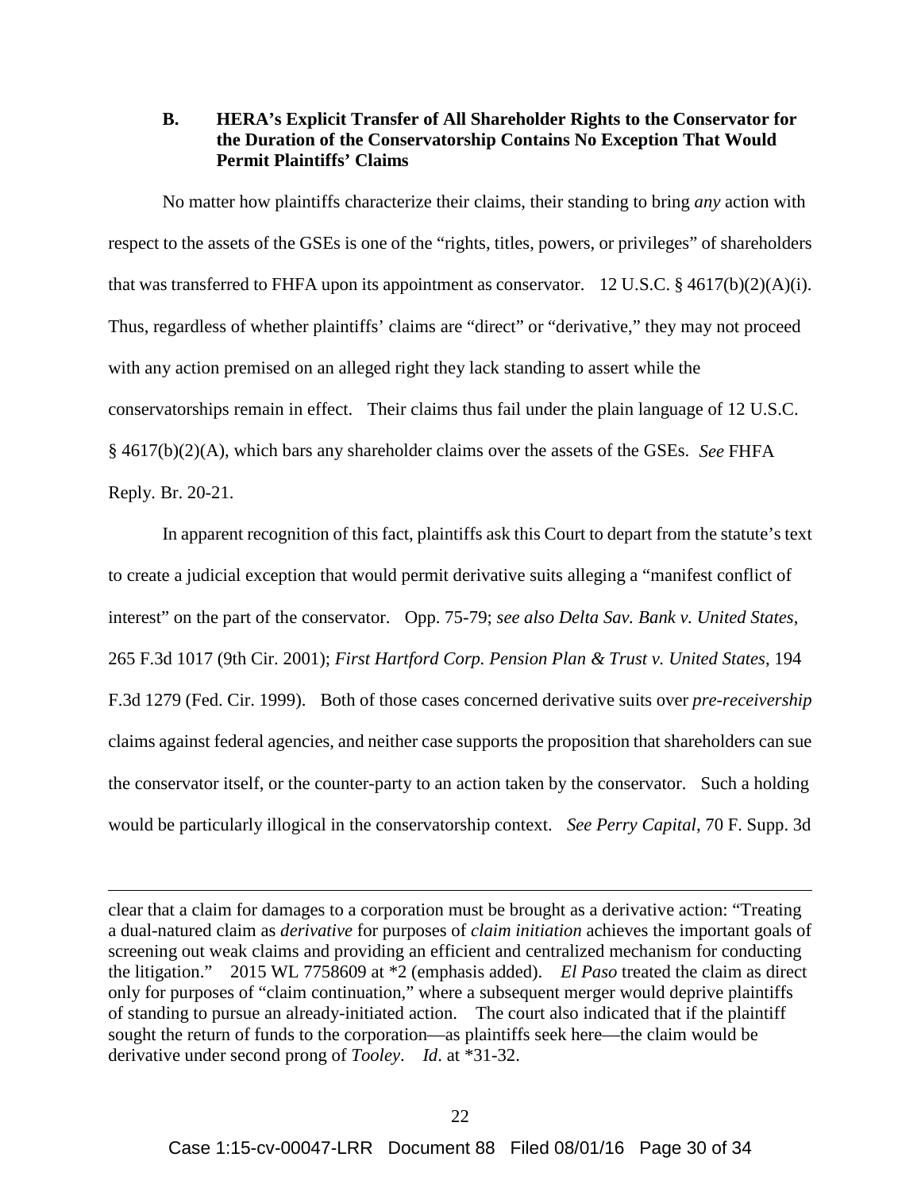### B. HERA's Explicit Transfer of All Shareholder Rights to the Conservator for the Duration of the Conservatorship Contains No Exception That Would Permit Plaintiffs' Claims

No matter how plaintiffs characterize their claims, their standing to bring *any* action with respect to the assets of the GSEs is one of the "rights, titles, powers, or privileges" of shareholders that was transferred to FHFA upon its appointment as conservator. 12 U.S.C. § 4617(b)(2)(A)(i). Thus, regardless of whether plaintiffs' claims are "direct" or "derivative," they may not proceed with any action premised on an alleged right they lack standing to assert while the conservatorships remain in effect. Their claims thus fail under the plain language of 12 U.S.C. § 4617(b)(2)(A), which bars any shareholder claims over the assets of the GSEs. *See* FHFA Reply. Br. 20-21.

In apparent recognition of this fact, plaintiffs ask this Court to depart from the statute's text to create a judicial exception that would permit derivative suits alleging a "manifest conflict of interest" on the part of the conservator. Opp. 75-79; *see also Delta Sav. Bank v. United States*, 265 F.3d 1017 (9th Cir. 2001); *First Hartford Corp. Pension Plan & Trust v. United States*, 194 F.3d 1279 (Fed. Cir. 1999). Both of those cases concerned derivative suits over *pre-receivership* claims against federal agencies, and neither case supports the proposition that shareholders can sue the conservator itself, or the counter-party to an action taken by the conservator. Such a holding would be particularly illogical in the conservatorship context. *See Perry Capital*, 70 F. Supp. 3d

---

clear that a claim for damages to a corporation must be brought as a derivative action: "Treating a dual-natured claim as *derivative* for purposes of *claim initiation* achieves the important goals of screening out weak claims and providing an efficient and centralized mechanism for conducting the litigation." 2015 WL 7758609 at *2 (emphasis added). *El Paso* treated the claim as direct only for purposes of "claim continuation," where a subsequent merger would deprive plaintiffs of standing to pursue an already-initiated action. The court also indicated that if the plaintiff sought the return of funds to the corporation—as plaintiffs seek here—the claim would be derivative under second prong of *Tooley*. *Id*. at *31-32.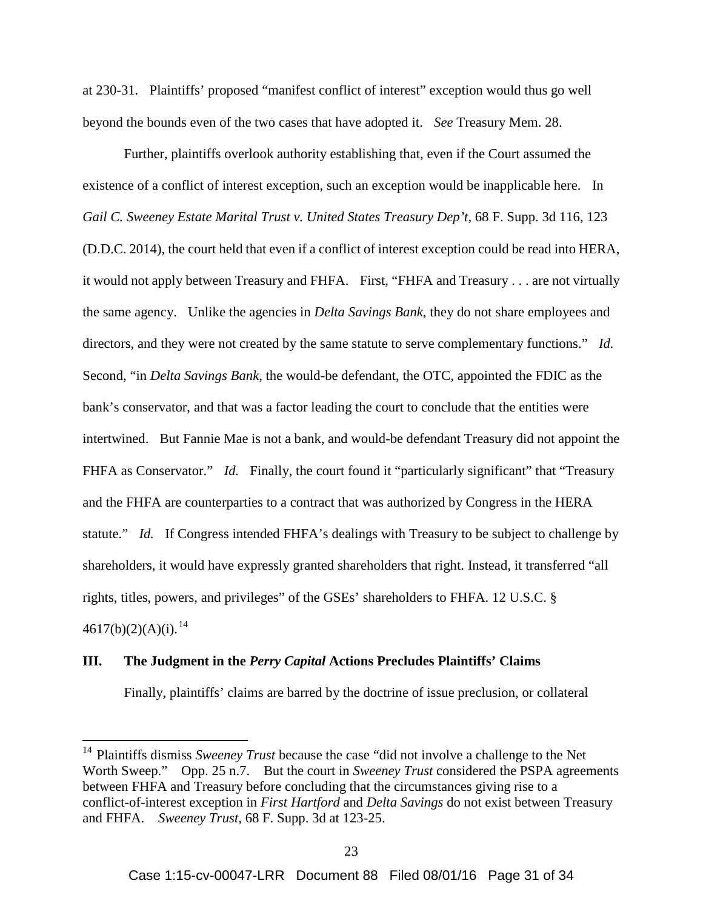at 230-31. Plaintiffs' proposed "manifest conflict of interest" exception would thus go well beyond the bounds even of the two cases that have adopted it. *See* Treasury Mem. 28.

Further, plaintiffs overlook authority establishing that, even if the Court assumed the existence of a conflict of interest exception, such an exception would be inapplicable here. In *Gail C. Sweeney Estate Marital Trust v. United States Treasury Dep't*, 68 F. Supp. 3d 116, 123 (D.D.C. 2014), the court held that even if a conflict of interest exception could be read into HERA, it would not apply between Treasury and FHFA. First, "FHFA and Treasury . . . are not virtually the same agency. Unlike the agencies in *Delta Savings Bank*, they do not share employees and directors, and they were not created by the same statute to serve complementary functions." *Id.* Second, "in *Delta Savings Bank*, the would-be defendant, the OTC, appointed the FDIC as the bank's conservator, and that was a factor leading the court to conclude that the entities were intertwined. But Fannie Mae is not a bank, and would-be defendant Treasury did not appoint the FHFA as Conservator." *Id.* Finally, the court found it "particularly significant" that "Treasury and the FHFA are counterparties to a contract that was authorized by Congress in the HERA statute." *Id.* If Congress intended FHFA's dealings with Treasury to be subject to challenge by shareholders, it would have expressly granted shareholders that right. Instead, it transferred "all rights, titles, powers, and privileges" of the GSEs' shareholders to FHFA. 12 U.S.C. § 4617(b)(2)(A)(i).[14]

## III. The Judgment in the *Perry Capital* Actions Precludes Plaintiffs' Claims

Finally, plaintiffs' claims are barred by the doctrine of issue preclusion, or collateral

---

[14] Plaintiffs dismiss *Sweeney Trust* because the case "did not involve a challenge to the Net Worth Sweep." Opp. 25 n.7. But the court in *Sweeney Trust* considered the PSPA agreements between FHFA and Treasury before concluding that the circumstances giving rise to a conflict-of-interest exception in *First Hartford* and *Delta Savings* do not exist between Treasury and FHFA. *Sweeney Trust*, 68 F. Supp. 3d at 123-25.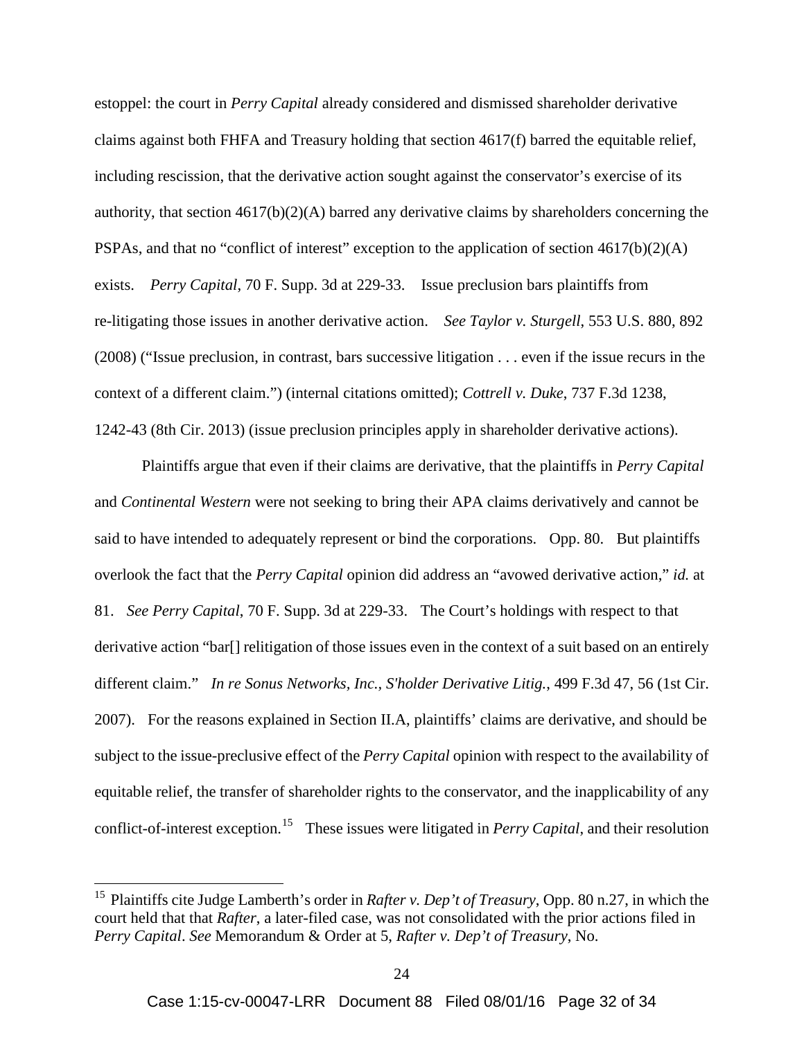estoppel: the court in *Perry Capital* already considered and dismissed shareholder derivative claims against both FHFA and Treasury holding that section 4617(f) barred the equitable relief, including rescission, that the derivative action sought against the conservator's exercise of its authority, that section 4617(b)(2)(A) barred any derivative claims by shareholders concerning the PSPAs, and that no "conflict of interest" exception to the application of section 4617(b)(2)(A) exists. *Perry Capital*, 70 F. Supp. 3d at 229-33. Issue preclusion bars plaintiffs from re-litigating those issues in another derivative action. *See Taylor v. Sturgell*, 553 U.S. 880, 892 (2008) ("Issue preclusion, in contrast, bars successive litigation . . . even if the issue recurs in the context of a different claim.") (internal citations omitted); *Cottrell v. Duke*, 737 F.3d 1238, 1242-43 (8th Cir. 2013) (issue preclusion principles apply in shareholder derivative actions).

Plaintiffs argue that even if their claims are derivative, that the plaintiffs in *Perry Capital* and *Continental Western* were not seeking to bring their APA claims derivatively and cannot be said to have intended to adequately represent or bind the corporations. Opp. 80. But plaintiffs overlook the fact that the *Perry Capital* opinion did address an "avowed derivative action," *id.* at 81. *See Perry Capital*, 70 F. Supp. 3d at 229-33. The Court's holdings with respect to that derivative action "bar[] relitigation of those issues even in the context of a suit based on an entirely different claim." *In re Sonus Networks, Inc., S'holder Derivative Litig.*, 499 F.3d 47, 56 (1st Cir. 2007). For the reasons explained in Section II.A, plaintiffs' claims are derivative, and should be subject to the issue-preclusive effect of the *Perry Capital* opinion with respect to the availability of equitable relief, the transfer of shareholder rights to the conservator, and the inapplicability of any conflict-of-interest exception.[15] These issues were litigated in *Perry Capital*, and their resolution

[15] Plaintiffs cite Judge Lamberth's order in *Rafter v. Dep't of Treasury*, Opp. 80 n.27, in which the court held that that *Rafter*, a later-filed case, was not consolidated with the prior actions filed in *Perry Capital*. *See* Memorandum & Order at 5, *Rafter v. Dep't of Treasury*, No.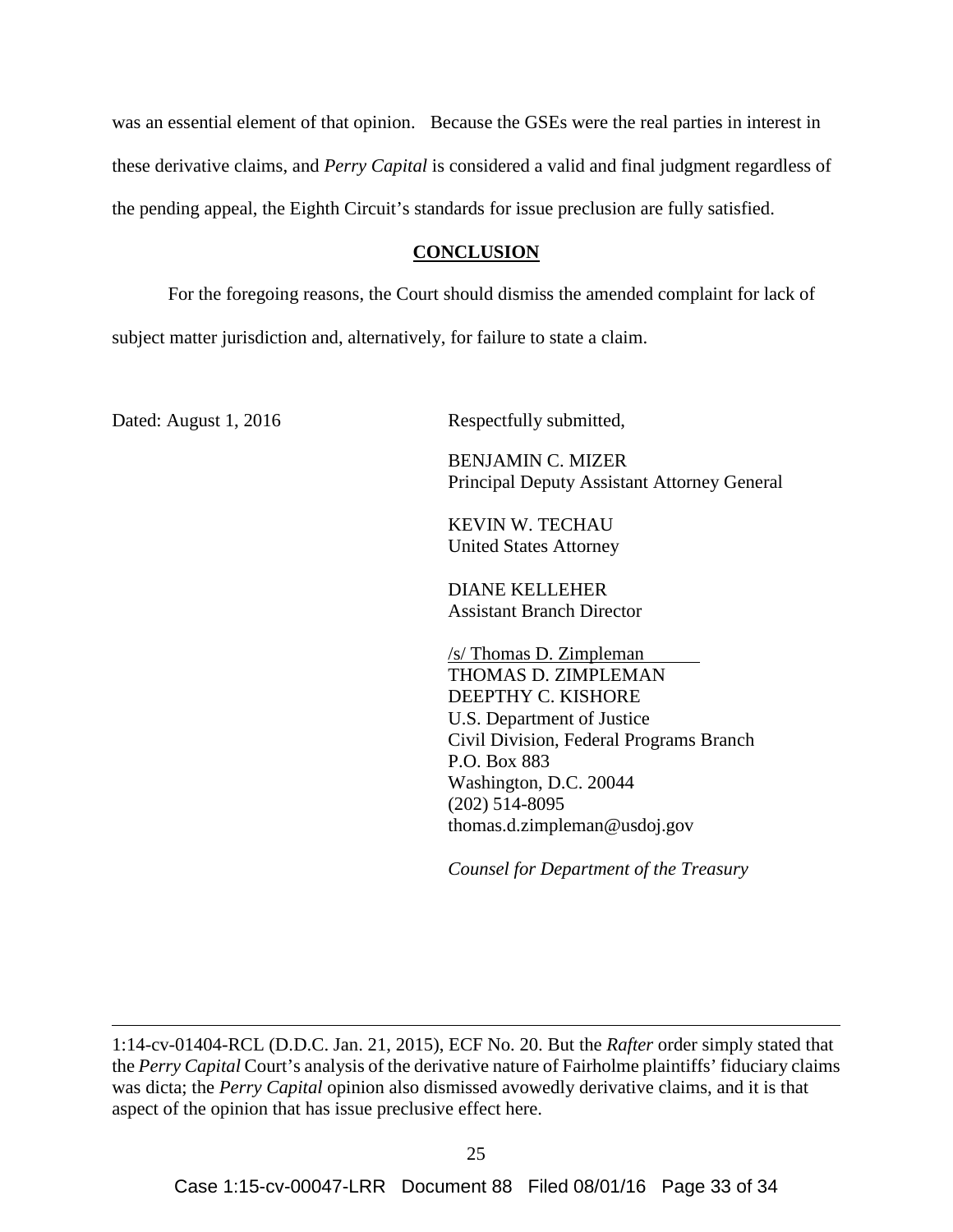was an essential element of that opinion. Because the GSEs were the real parties in interest in these derivative claims, and *Perry Capital* is considered a valid and final judgment regardless of the pending appeal, the Eighth Circuit's standards for issue preclusion are fully satisfied.

## CONCLUSION

For the foregoing reasons, the Court should dismiss the amended complaint for lack of subject matter jurisdiction and, alternatively, for failure to state a claim.

Dated: August 1, 2016

Respectfully submitted,

BENJAMIN C. MIZER
Principal Deputy Assistant Attorney General

KEVIN W. TECHAU
United States Attorney

DIANE KELLEHER
Assistant Branch Director

/s/ Thomas D. Zimpleman
THOMAS D. ZIMPLEMAN
DEEPTHY C. KISHORE
U.S. Department of Justice
Civil Division, Federal Programs Branch
P.O. Box 883
Washington, D.C. 20044
(202) 514-8095
thomas.d.zimpleman@usdoj.gov

*Counsel for Department of the Treasury*

---

1:14-cv-01404-RCL (D.D.C. Jan. 21, 2015), ECF No. 20. But the *Rafter* order simply stated that the *Perry Capital* Court's analysis of the derivative nature of Fairholme plaintiffs' fiduciary claims was dicta; the *Perry Capital* opinion also dismissed avowedly derivative claims, and it is that aspect of the opinion that has issue preclusive effect here.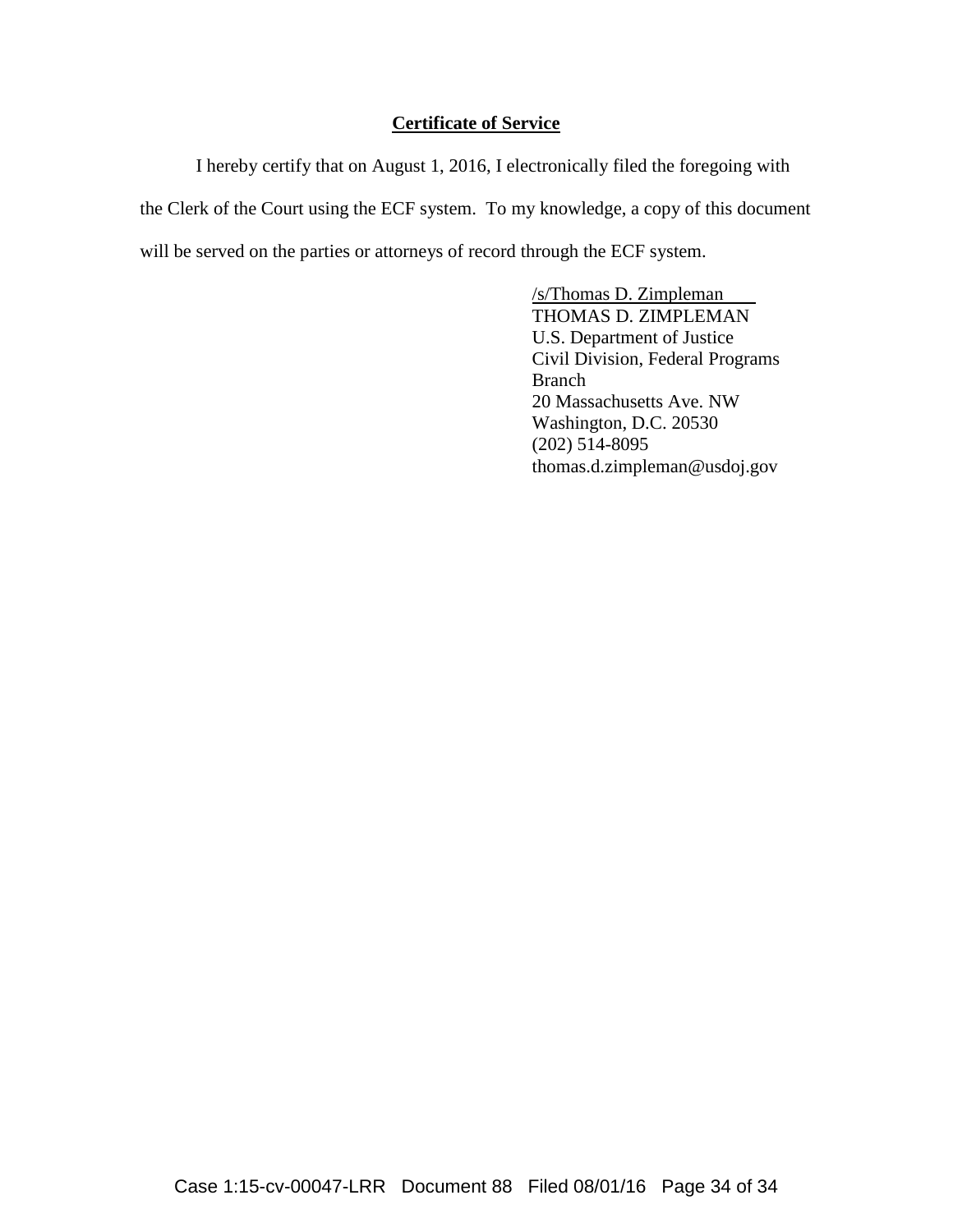**Certificate of Service**

I hereby certify that on August 1, 2016, I electronically filed the foregoing with the Clerk of the Court using the ECF system. To my knowledge, a copy of this document will be served on the parties or attorneys of record through the ECF system.

/s/Thomas D. Zimpleman
THOMAS D. ZIMPLEMAN
U.S. Department of Justice
Civil Division, Federal Programs Branch
20 Massachusetts Ave. NW
Washington, D.C. 20530
(202) 514-8095
thomas.d.zimpleman@usdoj.gov